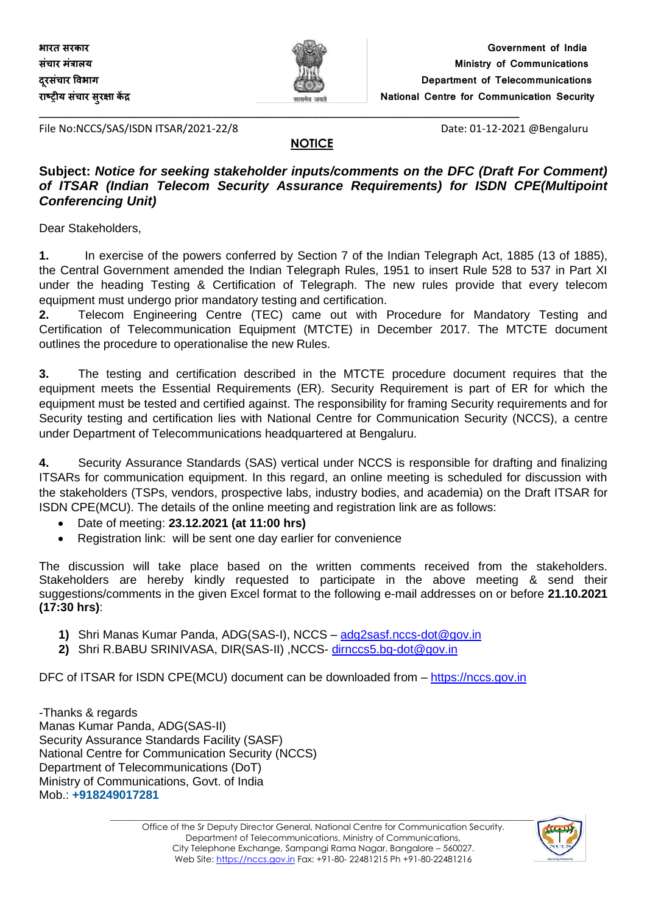भारत सरकार
संचार मंत्रालय
दूरसंचार विभाग
राष्ट्रीय संचार सुरक्षा केंद्र

Government of India
Ministry of Communications
Department of Telecommunications
National Centre for Communication Security

File No:NCCS/SAS/ISDN ITSAR/2021-22/8 Date: 01-12-2021 @Bengaluru

**NOTICE**

**Subject:** ***Notice for seeking stakeholder inputs/comments on the DFC (Draft For Comment) of ITSAR (Indian Telecom Security Assurance Requirements) for ISDN CPE(Multipoint Conferencing Unit)***

Dear Stakeholders,

**1.** In exercise of the powers conferred by Section 7 of the Indian Telegraph Act, 1885 (13 of 1885), the Central Government amended the Indian Telegraph Rules, 1951 to insert Rule 528 to 537 in Part XI under the heading Testing & Certification of Telegraph. The new rules provide that every telecom equipment must undergo prior mandatory testing and certification.

**2.** Telecom Engineering Centre (TEC) came out with Procedure for Mandatory Testing and Certification of Telecommunication Equipment (MTCTE) in December 2017. The MTCTE document outlines the procedure to operationalise the new Rules.

**3.** The testing and certification described in the MTCTE procedure document requires that the equipment meets the Essential Requirements (ER). Security Requirement is part of ER for which the equipment must be tested and certified against. The responsibility for framing Security requirements and for Security testing and certification lies with National Centre for Communication Security (NCCS), a centre under Department of Telecommunications headquartered at Bengaluru.

**4.** Security Assurance Standards (SAS) vertical under NCCS is responsible for drafting and finalizing ITSARs for communication equipment. In this regard, an online meeting is scheduled for discussion with the stakeholders (TSPs, vendors, prospective labs, industry bodies, and academia) on the Draft ITSAR for ISDN CPE(MCU). The details of the online meeting and registration link are as follows:

- Date of meeting: **23.12.2021 (at 11:00 hrs)**
- Registration link: will be sent one day earlier for convenience

The discussion will take place based on the written comments received from the stakeholders. Stakeholders are hereby kindly requested to participate in the above meeting & send their suggestions/comments in the given Excel format to the following e-mail addresses on or before **21.10.2021 (17:30 hrs)**:

1) Shri Manas Kumar Panda, ADG(SAS-I), NCCS – adg2sasf.nccs-dot@gov.in
2) Shri R.BABU SRINIVASA, DIR(SAS-II) ,NCCS- dirnccs5.bg-dot@gov.in

DFC of ITSAR for ISDN CPE(MCU) document can be downloaded from – https://nccs.gov.in

-Thanks & regards
Manas Kumar Panda, ADG(SAS-II)
Security Assurance Standards Facility (SASF)
National Centre for Communication Security (NCCS)
Department of Telecommunications (DoT)
Ministry of Communications, Govt. of India
Mob.: **+918249017281**

Office of the Sr Deputy Director General, National Centre for Communication Security.
Department of Telecommunications, Ministry of Communications,
City Telephone Exchange, Sampangi Rama Nagar, Bangalore – 560027.
Web Site: https://nccs.gov.in Fax: +91-80- 22481215 Ph +91-80-22481216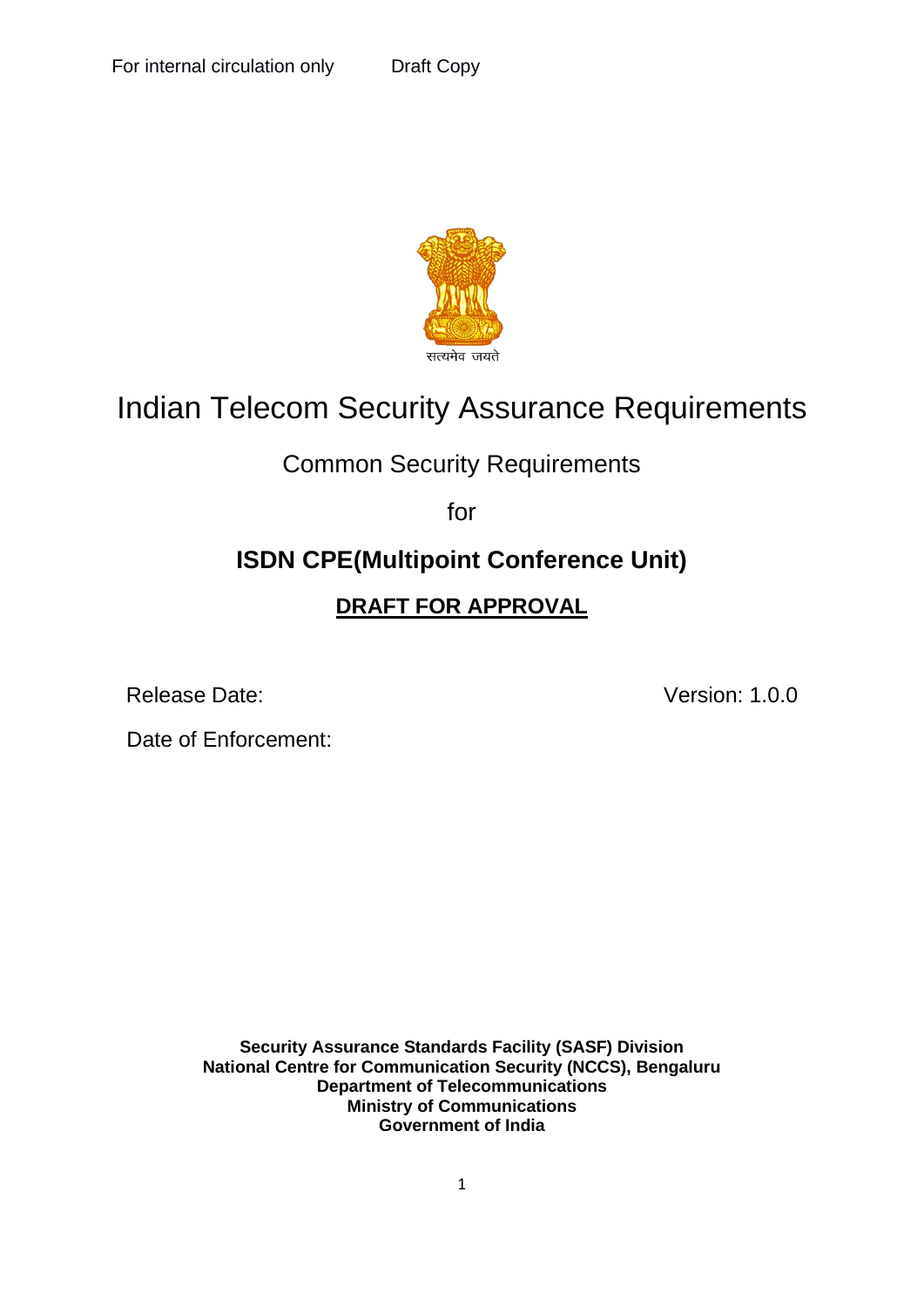For internal circulation only Draft Copy

# Indian Telecom Security Assurance Requirements

## Common Security Requirements

for

## **ISDN CPE(Multipoint Conference Unit)**

**DRAFT FOR APPROVAL**

Release Date: Version: 1.0.0

Date of Enforcement:

**Security Assurance Standards Facility (SASF) Division**
**National Centre for Communication Security (NCCS), Bengaluru**
**Department of Telecommunications**
**Ministry of Communications**
**Government of India**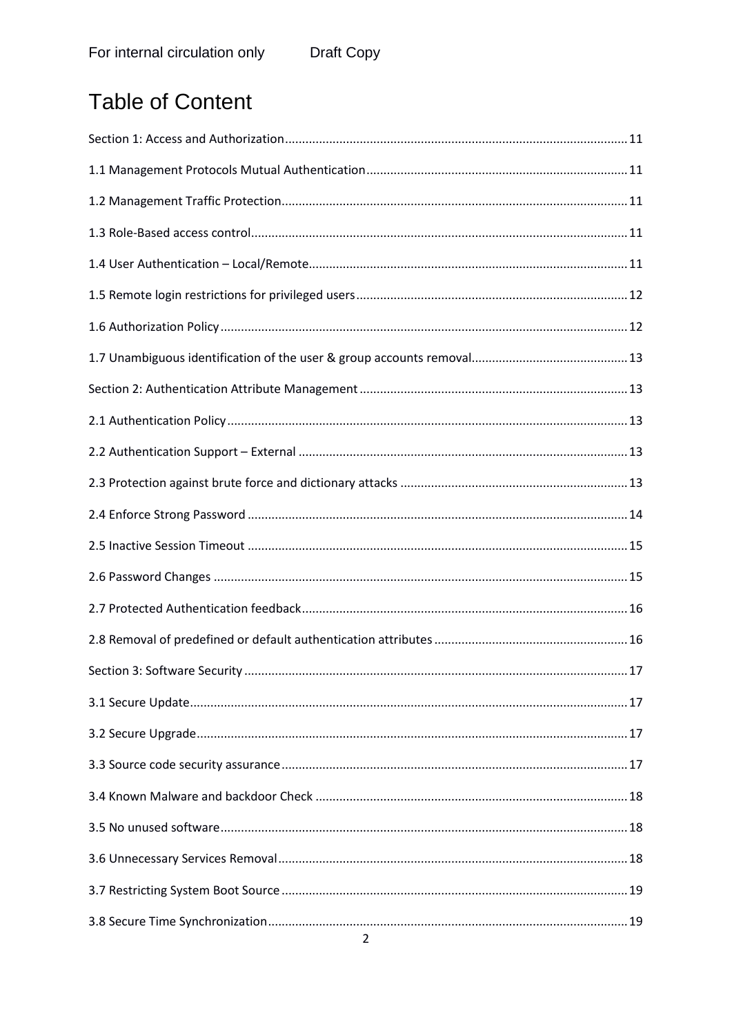# Table of Content

Section 1: Access and Authorization ..... 11

1.1 Management Protocols Mutual Authentication ..... 11

1.2 Management Traffic Protection ..... 11

1.3 Role-Based access control ..... 11

1.4 User Authentication – Local/Remote ..... 11

1.5 Remote login restrictions for privileged users ..... 12

1.6 Authorization Policy ..... 12

1.7 Unambiguous identification of the user & group accounts removal ..... 13

Section 2: Authentication Attribute Management ..... 13

2.1 Authentication Policy ..... 13

2.2 Authentication Support – External ..... 13

2.3 Protection against brute force and dictionary attacks ..... 13

2.4 Enforce Strong Password ..... 14

2.5 Inactive Session Timeout ..... 15

2.6 Password Changes ..... 15

2.7 Protected Authentication feedback ..... 16

2.8 Removal of predefined or default authentication attributes ..... 16

Section 3: Software Security ..... 17

3.1 Secure Update ..... 17

3.2 Secure Upgrade ..... 17

3.3 Source code security assurance ..... 17

3.4 Known Malware and backdoor Check ..... 18

3.5 No unused software ..... 18

3.6 Unnecessary Services Removal ..... 18

3.7 Restricting System Boot Source ..... 19

3.8 Secure Time Synchronization ..... 19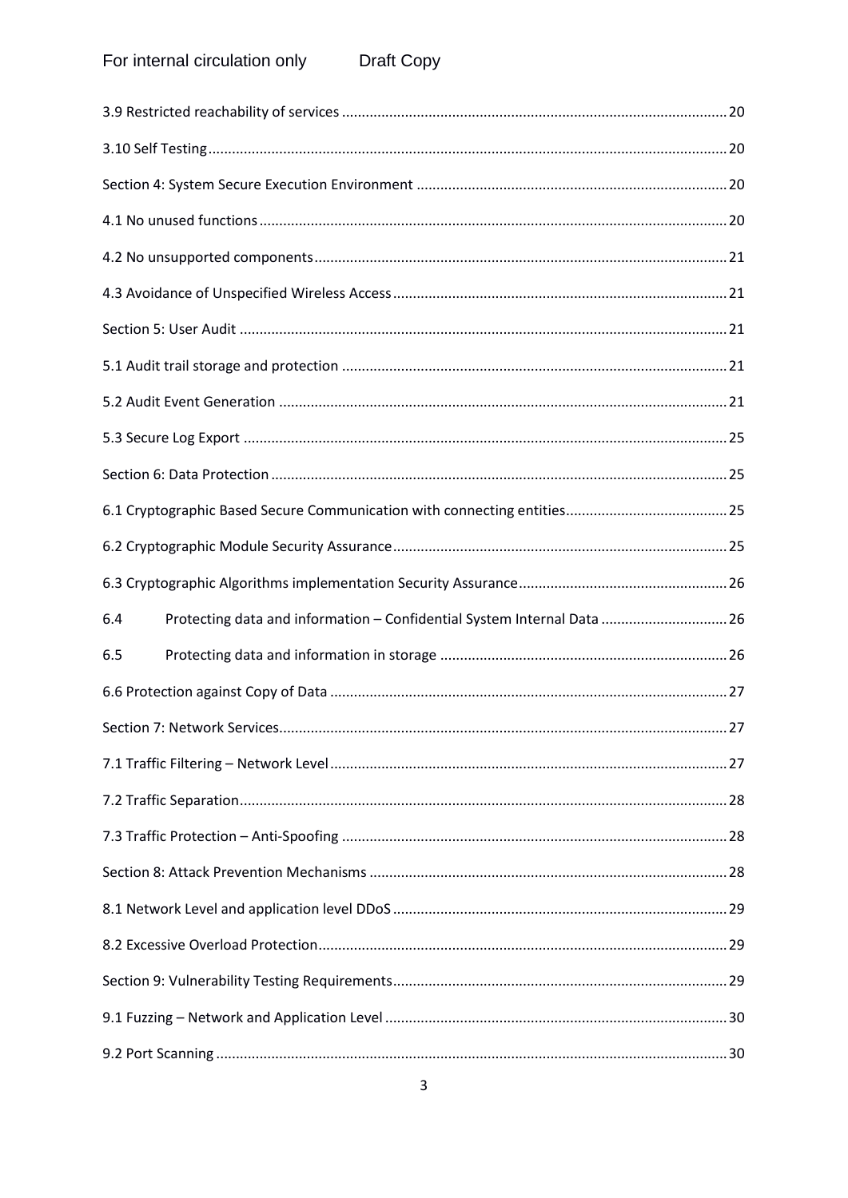3.9 Restricted reachability of services ........ 20

3.10 Self Testing ........ 20

Section 4: System Secure Execution Environment ........ 20

4.1 No unused functions ........ 20

4.2 No unsupported components ........ 21

4.3 Avoidance of Unspecified Wireless Access ........ 21

Section 5: User Audit ........ 21

5.1 Audit trail storage and protection ........ 21

5.2 Audit Event Generation ........ 21

5.3 Secure Log Export ........ 25

Section 6: Data Protection ........ 25

6.1 Cryptographic Based Secure Communication with connecting entities ........ 25

6.2 Cryptographic Module Security Assurance ........ 25

6.3 Cryptographic Algorithms implementation Security Assurance ........ 26

6.4 Protecting data and information – Confidential System Internal Data ........ 26

6.5 Protecting data and information in storage ........ 26

6.6 Protection against Copy of Data ........ 27

Section 7: Network Services ........ 27

7.1 Traffic Filtering – Network Level ........ 27

7.2 Traffic Separation ........ 28

7.3 Traffic Protection – Anti-Spoofing ........ 28

Section 8: Attack Prevention Mechanisms ........ 28

8.1 Network Level and application level DDoS ........ 29

8.2 Excessive Overload Protection ........ 29

Section 9: Vulnerability Testing Requirements ........ 29

9.1 Fuzzing – Network and Application Level ........ 30

9.2 Port Scanning ........ 30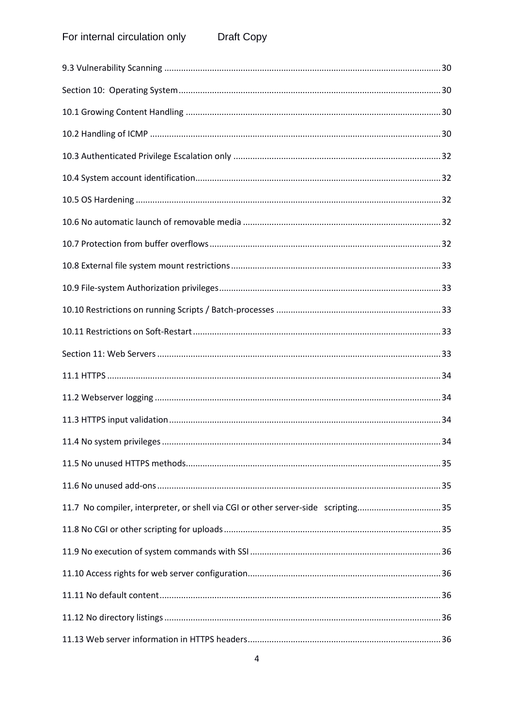9.3 Vulnerability Scanning ........................................................................................................ 30

Section 10: Operating System .................................................................................................. 30

10.1 Growing Content Handling ................................................................................................ 30

10.2 Handling of ICMP .............................................................................................................. 30

10.3 Authenticated Privilege Escalation only ........................................................................... 32

10.4 System account identification ........................................................................................... 32

10.5 OS Hardening .................................................................................................................... 32

10.6 No automatic launch of removable media ........................................................................ 32

10.7 Protection from buffer overflows ...................................................................................... 32

10.8 External file system mount restrictions ............................................................................. 33

10.9 File-system Authorization privileges .................................................................................. 33

10.10 Restrictions on running Scripts / Batch-processes .......................................................... 33

10.11 Restrictions on Soft-Restart ............................................................................................ 33

Section 11: Web Servers ........................................................................................................... 33

11.1 HTTPS ................................................................................................................................ 34

11.2 Webserver logging ............................................................................................................ 34

11.3 HTTPS input validation ...................................................................................................... 34

11.4 No system privileges ......................................................................................................... 34

11.5 No unused HTTPS methods ............................................................................................... 35

11.6 No unused add-ons ........................................................................................................... 35

11.7 No compiler, interpreter, or shell via CGI or other server-side scripting ......................... 35

11.8 No CGI or other scripting for uploads ............................................................................... 35

11.9 No execution of system commands with SSI .................................................................... 36

11.10 Access rights for web server configuration ..................................................................... 36

11.11 No default content .......................................................................................................... 36

11.12 No directory listings ........................................................................................................ 36

11.13 Web server information in HTTPS headers ..................................................................... 36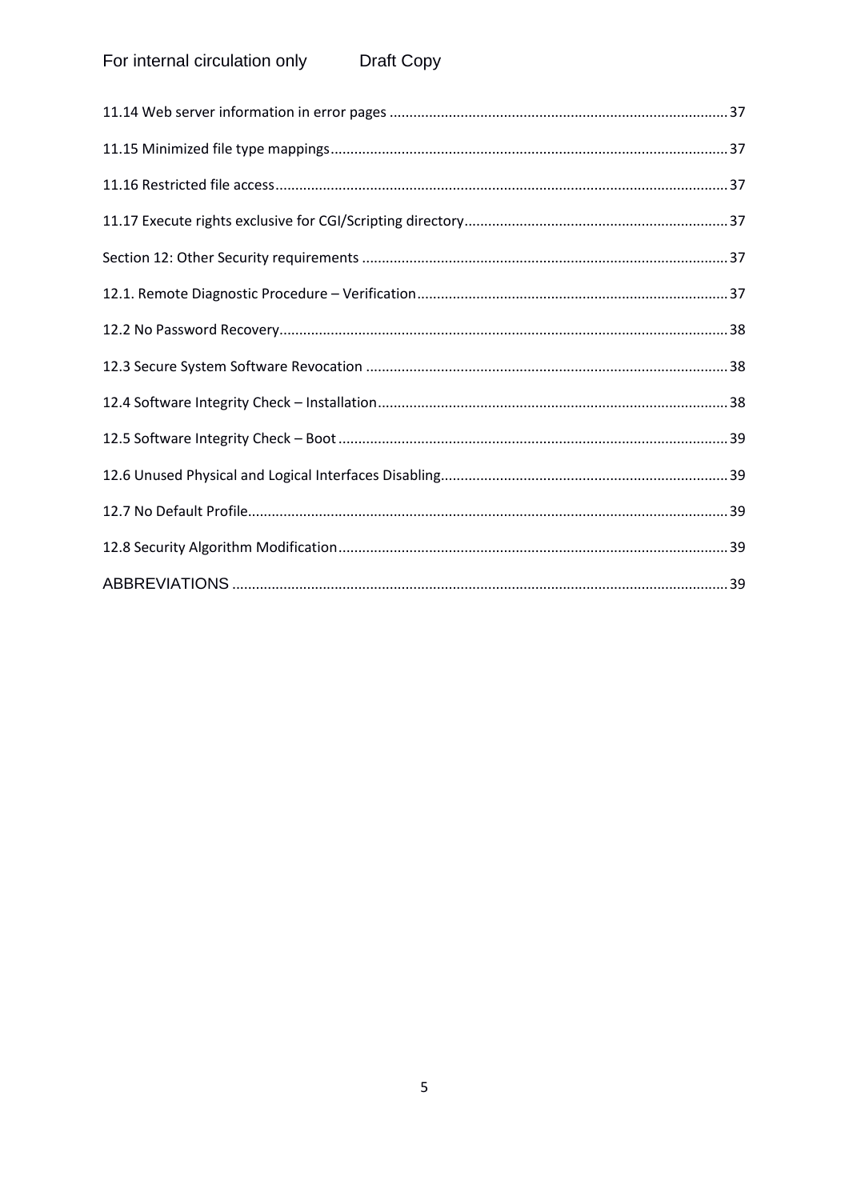11.14 Web server information in error pages ..... 37

11.15 Minimized file type mappings ..... 37

11.16 Restricted file access ..... 37

11.17 Execute rights exclusive for CGI/Scripting directory ..... 37

Section 12: Other Security requirements ..... 37

12.1. Remote Diagnostic Procedure – Verification ..... 37

12.2 No Password Recovery ..... 38

12.3 Secure System Software Revocation ..... 38

12.4 Software Integrity Check – Installation ..... 38

12.5 Software Integrity Check – Boot ..... 39

12.6 Unused Physical and Logical Interfaces Disabling ..... 39

12.7 No Default Profile ..... 39

12.8 Security Algorithm Modification ..... 39

ABBREVIATIONS ..... 39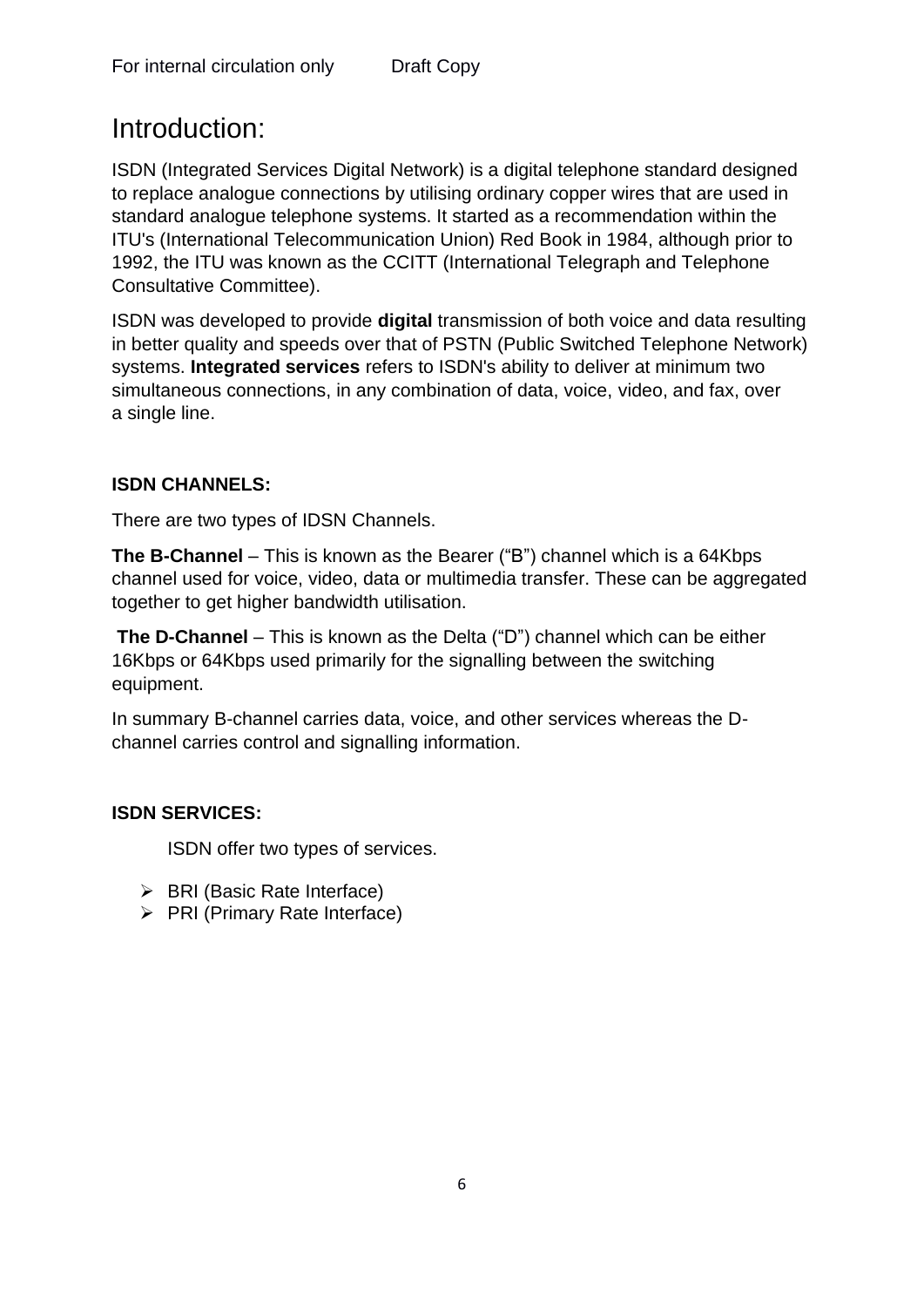# Introduction:

ISDN (Integrated Services Digital Network) is a digital telephone standard designed to replace analogue connections by utilising ordinary copper wires that are used in standard analogue telephone systems. It started as a recommendation within the ITU's (International Telecommunication Union) Red Book in 1984, although prior to 1992, the ITU was known as the CCITT (International Telegraph and Telephone Consultative Committee).

ISDN was developed to provide **digital** transmission of both voice and data resulting in better quality and speeds over that of PSTN (Public Switched Telephone Network) systems. **Integrated services** refers to ISDN's ability to deliver at minimum two simultaneous connections, in any combination of data, voice, video, and fax, over a single line.

**ISDN CHANNELS:**

There are two types of IDSN Channels.

**The B-Channel** – This is known as the Bearer ("B") channel which is a 64Kbps channel used for voice, video, data or multimedia transfer. These can be aggregated together to get higher bandwidth utilisation.

**The D-Channel** – This is known as the Delta ("D") channel which can be either 16Kbps or 64Kbps used primarily for the signalling between the switching equipment.

In summary B-channel carries data, voice, and other services whereas the D-channel carries control and signalling information.

**ISDN SERVICES:**

ISDN offer two types of services.

- BRI (Basic Rate Interface)
- PRI (Primary Rate Interface)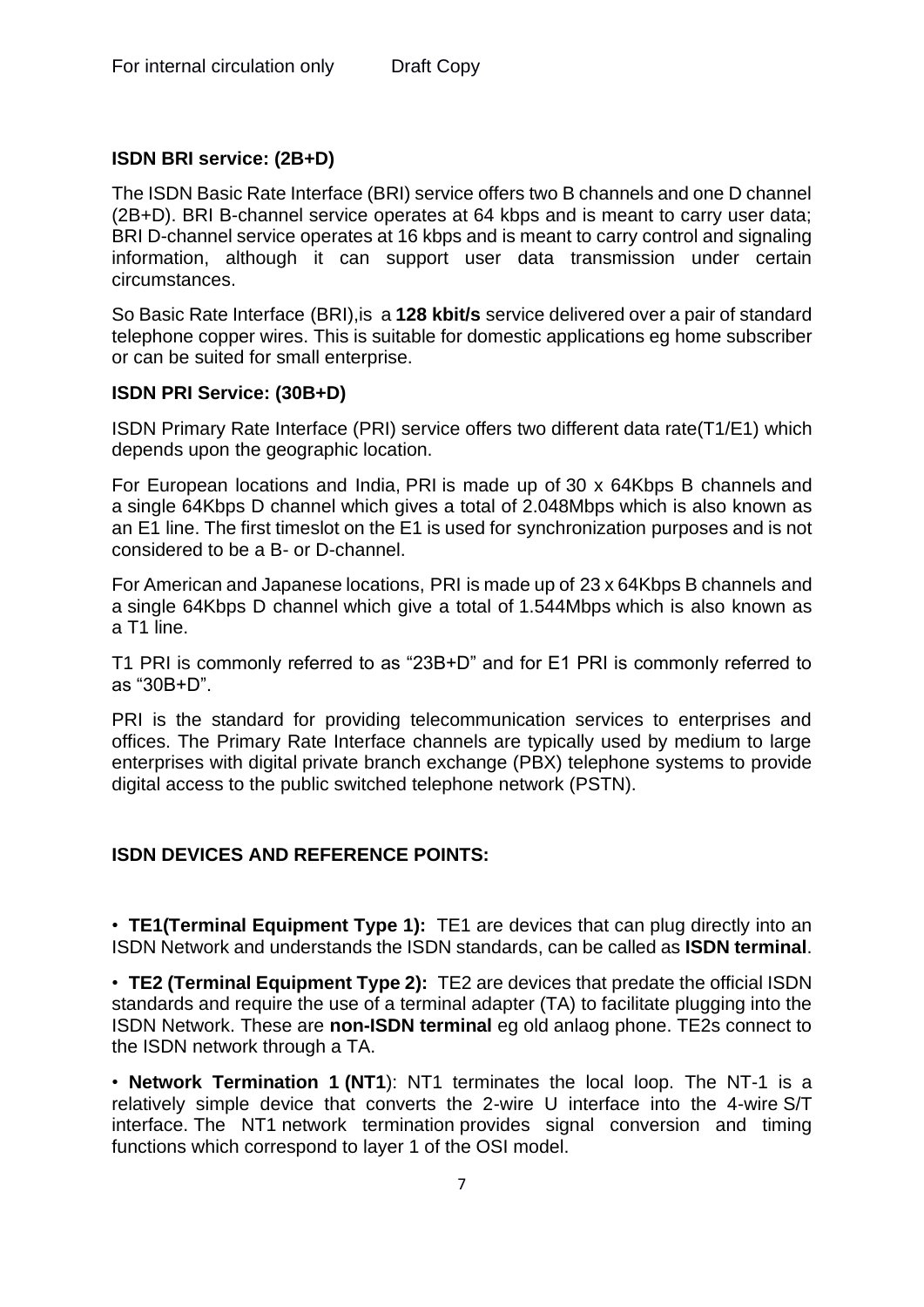**ISDN BRI service: (2B+D)**

The ISDN Basic Rate Interface (BRI) service offers two B channels and one D channel (2B+D). BRI B-channel service operates at 64 kbps and is meant to carry user data; BRI D-channel service operates at 16 kbps and is meant to carry control and signaling information, although it can support user data transmission under certain circumstances.

So Basic Rate Interface (BRI),is a **128 kbit/s** service delivered over a pair of standard telephone copper wires. This is suitable for domestic applications eg home subscriber or can be suited for small enterprise.

**ISDN PRI Service: (30B+D)**

ISDN Primary Rate Interface (PRI) service offers two different data rate(T1/E1) which depends upon the geographic location.

For European locations and India, PRI is made up of 30 x 64Kbps B channels and a single 64Kbps D channel which gives a total of 2.048Mbps which is also known as an E1 line. The first timeslot on the E1 is used for synchronization purposes and is not considered to be a B- or D-channel.

For American and Japanese locations, PRI is made up of 23 x 64Kbps B channels and a single 64Kbps D channel which give a total of 1.544Mbps which is also known as a T1 line.

T1 PRI is commonly referred to as “23B+D” and for E1 PRI is commonly referred to as “30B+D”.

PRI is the standard for providing telecommunication services to enterprises and offices. The Primary Rate Interface channels are typically used by medium to large enterprises with digital private branch exchange (PBX) telephone systems to provide digital access to the public switched telephone network (PSTN).

**ISDN DEVICES AND REFERENCE POINTS:**

- **TE1(Terminal Equipment Type 1):** TE1 are devices that can plug directly into an ISDN Network and understands the ISDN standards, can be called as **ISDN terminal**.
- **TE2 (Terminal Equipment Type 2):** TE2 are devices that predate the official ISDN standards and require the use of a terminal adapter (TA) to facilitate plugging into the ISDN Network. These are **non-ISDN terminal** eg old anlaog phone. TE2s connect to the ISDN network through a TA.
- **Network Termination 1 (NT1**): NT1 terminates the local loop. The NT-1 is a relatively simple device that converts the 2-wire U interface into the 4-wire S/T interface. The NT1 network termination provides signal conversion and timing functions which correspond to layer 1 of the OSI model.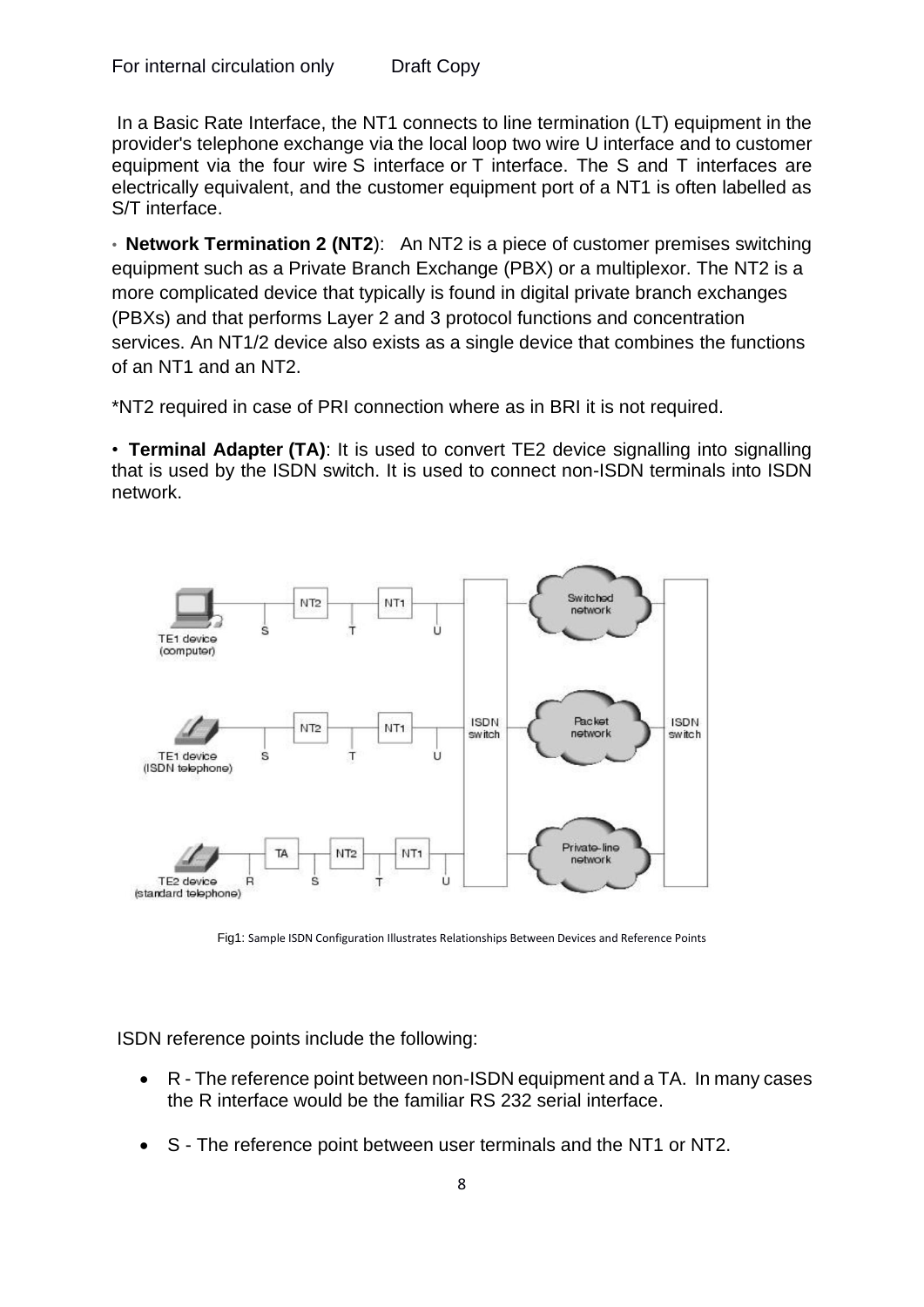In a Basic Rate Interface, the NT1 connects to line termination (LT) equipment in the provider's telephone exchange via the local loop two wire U interface and to customer equipment via the four wire S interface or T interface. The S and T interfaces are electrically equivalent, and the customer equipment port of a NT1 is often labelled as S/T interface.

• **Network Termination 2 (NT2**): An NT2 is a piece of customer premises switching equipment such as a Private Branch Exchange (PBX) or a multiplexor. The NT2 is a more complicated device that typically is found in digital private branch exchanges (PBXs) and that performs Layer 2 and 3 protocol functions and concentration services. An NT1/2 device also exists as a single device that combines the functions of an NT1 and an NT2.

*NT2 required in case of PRI connection where as in BRI it is not required.

• **Terminal Adapter (TA)**: It is used to convert TE2 device signalling into signalling that is used by the ISDN switch. It is used to connect non-ISDN terminals into ISDN network.

Fig1: Sample ISDN Configuration Illustrates Relationships Between Devices and Reference Points

ISDN reference points include the following:

- R - The reference point between non-ISDN equipment and a TA. In many cases the R interface would be the familiar RS 232 serial interface.
- S - The reference point between user terminals and the NT1 or NT2.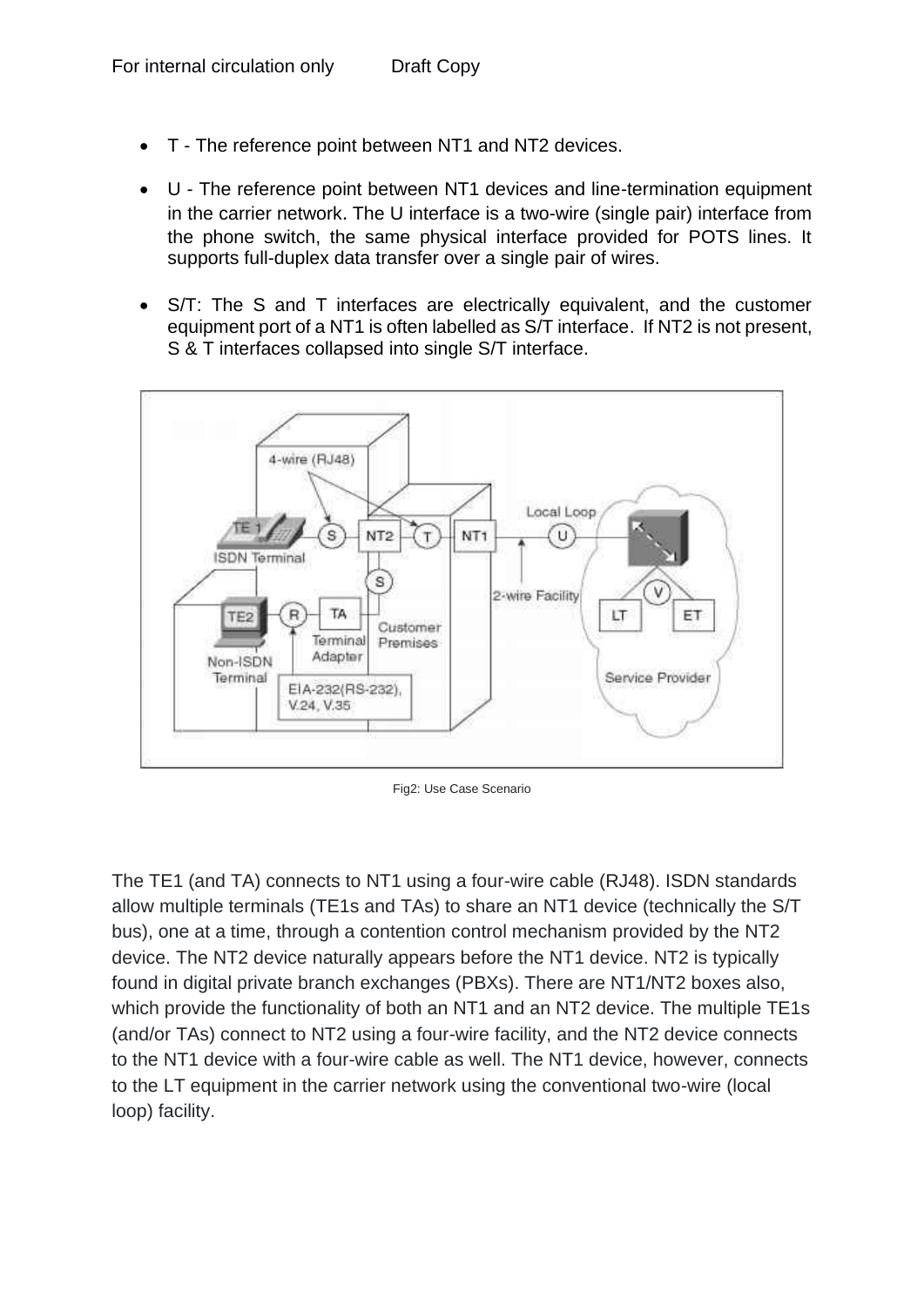- T - The reference point between NT1 and NT2 devices.

- U - The reference point between NT1 devices and line-termination equipment in the carrier network. The U interface is a two-wire (single pair) interface from the phone switch, the same physical interface provided for POTS lines. It supports full-duplex data transfer over a single pair of wires.

- S/T: The S and T interfaces are electrically equivalent, and the customer equipment port of a NT1 is often labelled as S/T interface. If NT2 is not present, S & T interfaces collapsed into single S/T interface.

Fig2: Use Case Scenario

The TE1 (and TA) connects to NT1 using a four-wire cable (RJ48). ISDN standards allow multiple terminals (TE1s and TAs) to share an NT1 device (technically the S/T bus), one at a time, through a contention control mechanism provided by the NT2 device. The NT2 device naturally appears before the NT1 device. NT2 is typically found in digital private branch exchanges (PBXs). There are NT1/NT2 boxes also, which provide the functionality of both an NT1 and an NT2 device. The multiple TE1s (and/or TAs) connect to NT2 using a four-wire facility, and the NT2 device connects to the NT1 device with a four-wire cable as well. The NT1 device, however, connects to the LT equipment in the carrier network using the conventional two-wire (local loop) facility.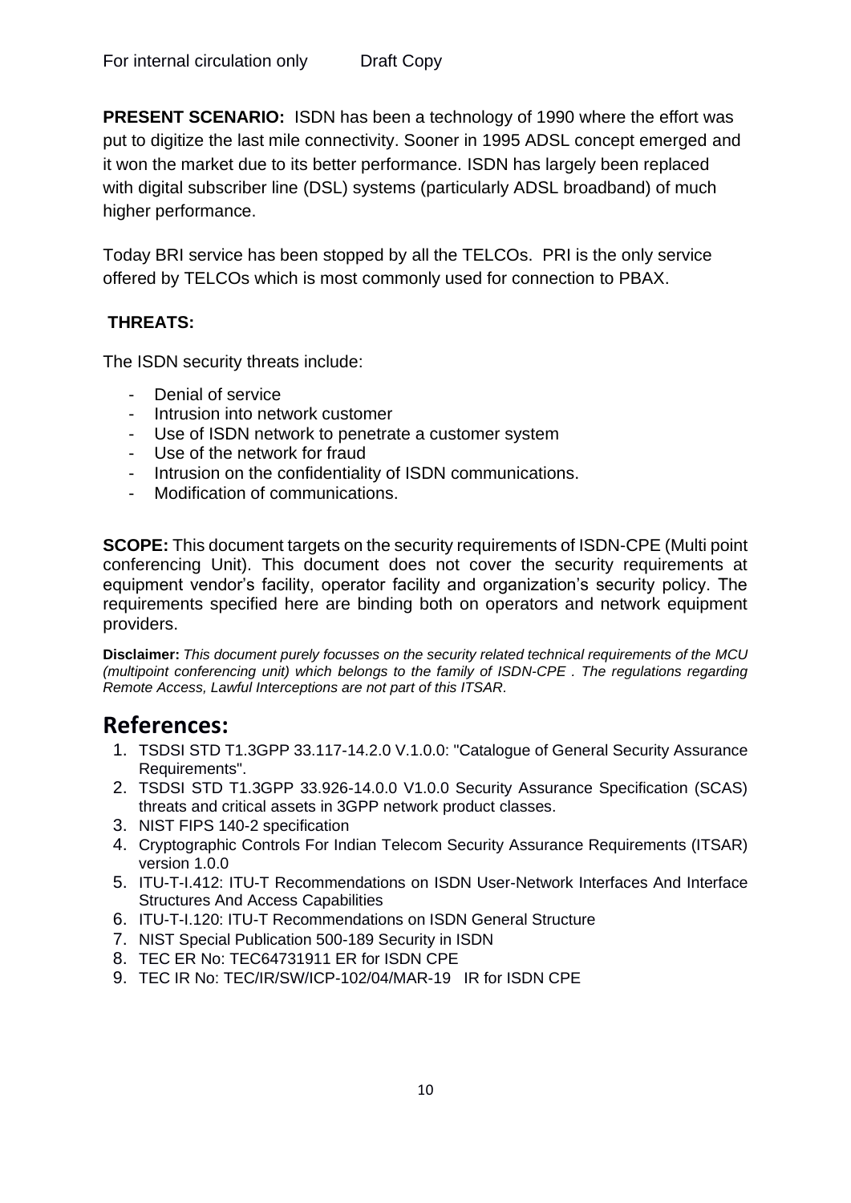**PRESENT SCENARIO:** ISDN has been a technology of 1990 where the effort was put to digitize the last mile connectivity. Sooner in 1995 ADSL concept emerged and it won the market due to its better performance. ISDN has largely been replaced with digital subscriber line (DSL) systems (particularly ADSL broadband) of much higher performance.

Today BRI service has been stopped by all the TELCOs. PRI is the only service offered by TELCOs which is most commonly used for connection to PBAX.

**THREATS:**

The ISDN security threats include:

- Denial of service
- Intrusion into network customer
- Use of ISDN network to penetrate a customer system
- Use of the network for fraud
- Intrusion on the confidentiality of ISDN communications.
- Modification of communications.

**SCOPE:** This document targets on the security requirements of ISDN-CPE (Multi point conferencing Unit). This document does not cover the security requirements at equipment vendor's facility, operator facility and organization's security policy. The requirements specified here are binding both on operators and network equipment providers.

**Disclaimer:** *This document purely focusses on the security related technical requirements of the MCU (multipoint conferencing unit) which belongs to the family of ISDN-CPE . The regulations regarding Remote Access, Lawful Interceptions are not part of this ITSAR.*

# References:

1. TSDSI STD T1.3GPP 33.117-14.2.0 V.1.0.0: "Catalogue of General Security Assurance Requirements".
2. TSDSI STD T1.3GPP 33.926-14.0.0 V1.0.0 Security Assurance Specification (SCAS) threats and critical assets in 3GPP network product classes.
3. NIST FIPS 140-2 specification
4. Cryptographic Controls For Indian Telecom Security Assurance Requirements (ITSAR) version 1.0.0
5. ITU-T-I.412: ITU-T Recommendations on ISDN User-Network Interfaces And Interface Structures And Access Capabilities
6. ITU-T-I.120: ITU-T Recommendations on ISDN General Structure
7. NIST Special Publication 500-189 Security in ISDN
8. TEC ER No: TEC64731911 ER for ISDN CPE
9. TEC IR No: TEC/IR/SW/ICP-102/04/MAR-19 IR for ISDN CPE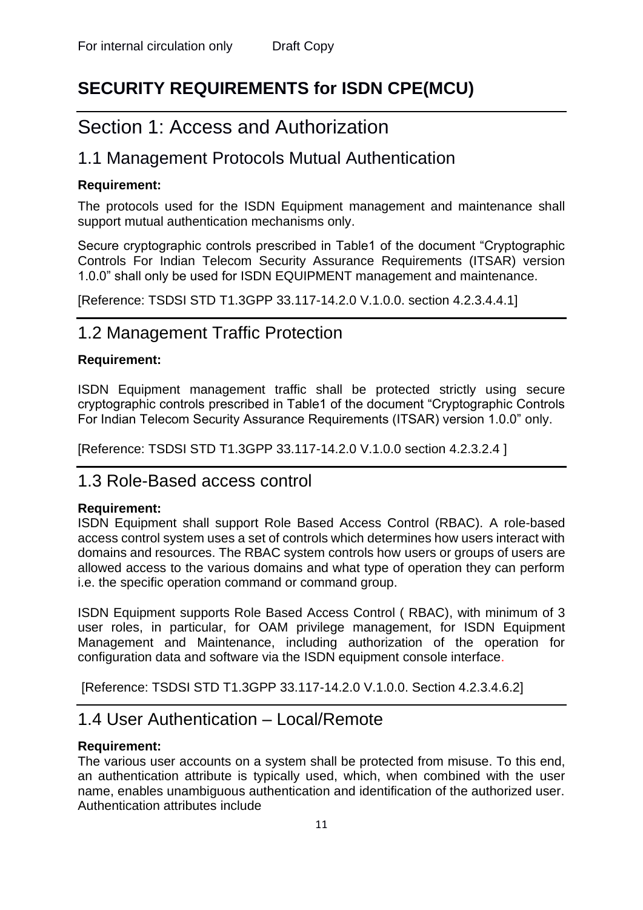# SECURITY REQUIREMENTS for ISDN CPE(MCU)

## Section 1: Access and Authorization

### 1.1 Management Protocols Mutual Authentication

**Requirement:**

The protocols used for the ISDN Equipment management and maintenance shall support mutual authentication mechanisms only.

Secure cryptographic controls prescribed in Table1 of the document "Cryptographic Controls For Indian Telecom Security Assurance Requirements (ITSAR) version 1.0.0" shall only be used for ISDN EQUIPMENT management and maintenance.

[Reference: TSDSI STD T1.3GPP 33.117-14.2.0 V.1.0.0. section 4.2.3.4.4.1]

### 1.2 Management Traffic Protection

**Requirement:**

ISDN Equipment management traffic shall be protected strictly using secure cryptographic controls prescribed in Table1 of the document "Cryptographic Controls For Indian Telecom Security Assurance Requirements (ITSAR) version 1.0.0" only.

[Reference: TSDSI STD T1.3GPP 33.117-14.2.0 V.1.0.0 section 4.2.3.2.4 ]

### 1.3 Role-Based access control

**Requirement:**
ISDN Equipment shall support Role Based Access Control (RBAC). A role-based access control system uses a set of controls which determines how users interact with domains and resources. The RBAC system controls how users or groups of users are allowed access to the various domains and what type of operation they can perform i.e. the specific operation command or command group.

ISDN Equipment supports Role Based Access Control ( RBAC), with minimum of 3 user roles, in particular, for OAM privilege management, for ISDN Equipment Management and Maintenance, including authorization of the operation for configuration data and software via the ISDN equipment console interface.

[Reference: TSDSI STD T1.3GPP 33.117-14.2.0 V.1.0.0. Section 4.2.3.4.6.2]

### 1.4 User Authentication – Local/Remote

**Requirement:**
The various user accounts on a system shall be protected from misuse. To this end, an authentication attribute is typically used, which, when combined with the user name, enables unambiguous authentication and identification of the authorized user. Authentication attributes include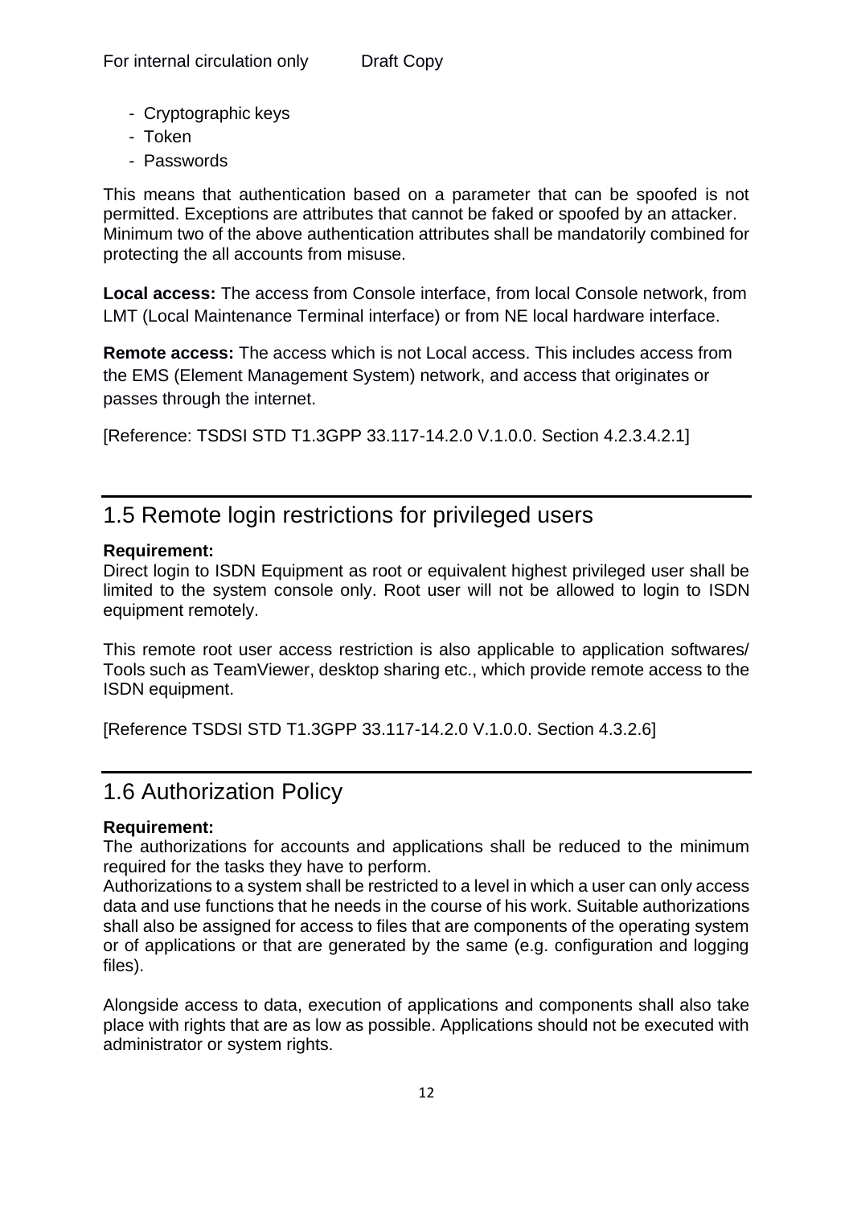- Cryptographic keys
- Token
- Passwords

This means that authentication based on a parameter that can be spoofed is not permitted. Exceptions are attributes that cannot be faked or spoofed by an attacker. Minimum two of the above authentication attributes shall be mandatorily combined for protecting the all accounts from misuse.

**Local access:** The access from Console interface, from local Console network, from LMT (Local Maintenance Terminal interface) or from NE local hardware interface.

**Remote access:** The access which is not Local access. This includes access from the EMS (Element Management System) network, and access that originates or passes through the internet.

[Reference: TSDSI STD T1.3GPP 33.117-14.2.0 V.1.0.0. Section 4.2.3.4.2.1]

## 1.5 Remote login restrictions for privileged users

**Requirement:**
Direct login to ISDN Equipment as root or equivalent highest privileged user shall be limited to the system console only. Root user will not be allowed to login to ISDN equipment remotely.

This remote root user access restriction is also applicable to application softwares/ Tools such as TeamViewer, desktop sharing etc., which provide remote access to the ISDN equipment.

[Reference TSDSI STD T1.3GPP 33.117-14.2.0 V.1.0.0. Section 4.3.2.6]

## 1.6 Authorization Policy

**Requirement:**
The authorizations for accounts and applications shall be reduced to the minimum required for the tasks they have to perform.
Authorizations to a system shall be restricted to a level in which a user can only access data and use functions that he needs in the course of his work. Suitable authorizations shall also be assigned for access to files that are components of the operating system or of applications or that are generated by the same (e.g. configuration and logging files).

Alongside access to data, execution of applications and components shall also take place with rights that are as low as possible. Applications should not be executed with administrator or system rights.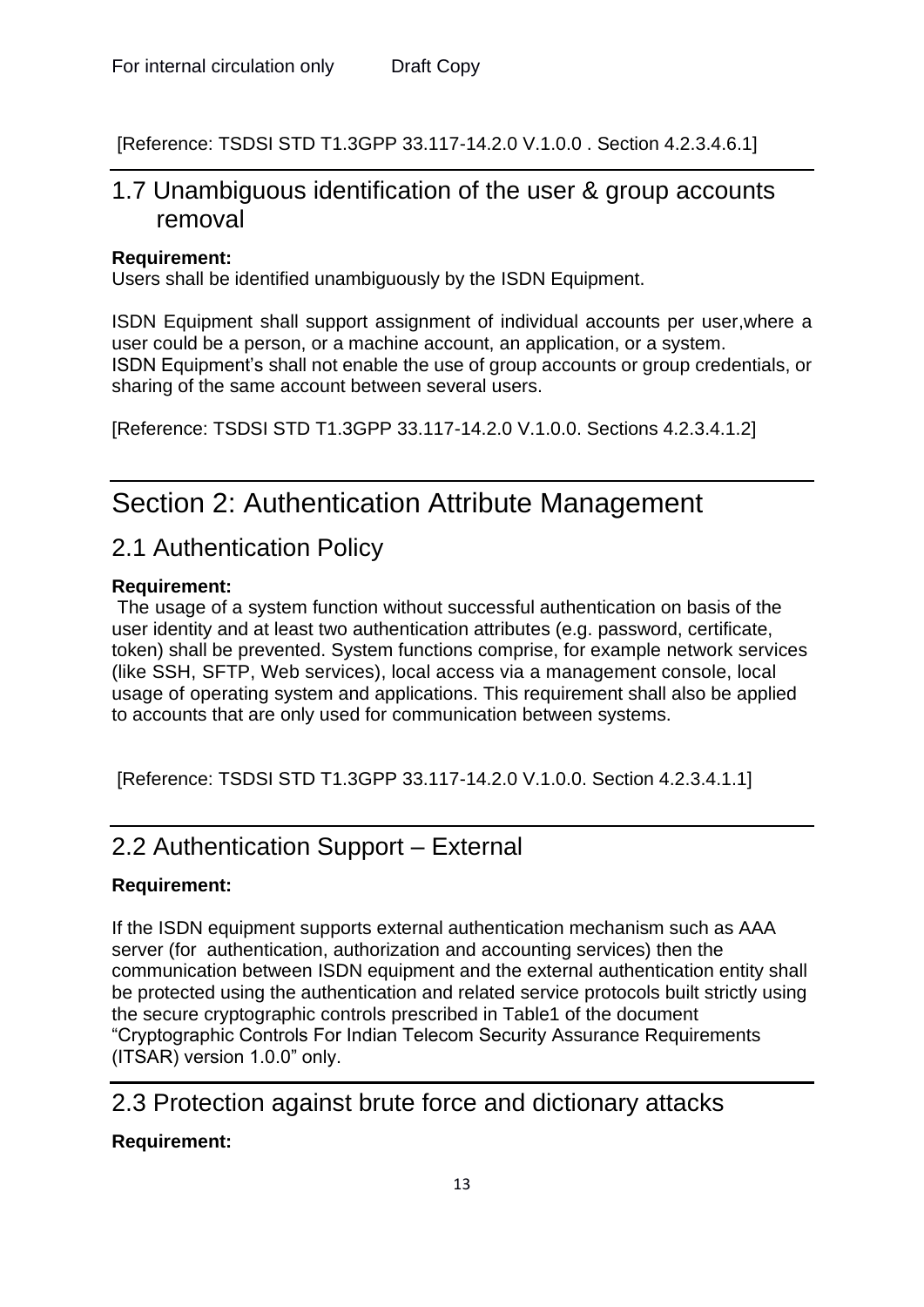[Reference: TSDSI STD T1.3GPP 33.117-14.2.0 V.1.0.0 . Section 4.2.3.4.6.1]

## 1.7 Unambiguous identification of the user & group accounts removal

**Requirement:**
Users shall be identified unambiguously by the ISDN Equipment.

ISDN Equipment shall support assignment of individual accounts per user,where a user could be a person, or a machine account, an application, or a system.
ISDN Equipment's shall not enable the use of group accounts or group credentials, or sharing of the same account between several users.

[Reference: TSDSI STD T1.3GPP 33.117-14.2.0 V.1.0.0. Sections 4.2.3.4.1.2]

# Section 2: Authentication Attribute Management

## 2.1 Authentication Policy

**Requirement:**
The usage of a system function without successful authentication on basis of the user identity and at least two authentication attributes (e.g. password, certificate, token) shall be prevented. System functions comprise, for example network services (like SSH, SFTP, Web services), local access via a management console, local usage of operating system and applications. This requirement shall also be applied to accounts that are only used for communication between systems.

[Reference: TSDSI STD T1.3GPP 33.117-14.2.0 V.1.0.0. Section 4.2.3.4.1.1]

## 2.2 Authentication Support – External

**Requirement:**

If the ISDN equipment supports external authentication mechanism such as AAA server (for authentication, authorization and accounting services) then the communication between ISDN equipment and the external authentication entity shall be protected using the authentication and related service protocols built strictly using the secure cryptographic controls prescribed in Table1 of the document "Cryptographic Controls For Indian Telecom Security Assurance Requirements (ITSAR) version 1.0.0" only.

## 2.3 Protection against brute force and dictionary attacks

**Requirement:**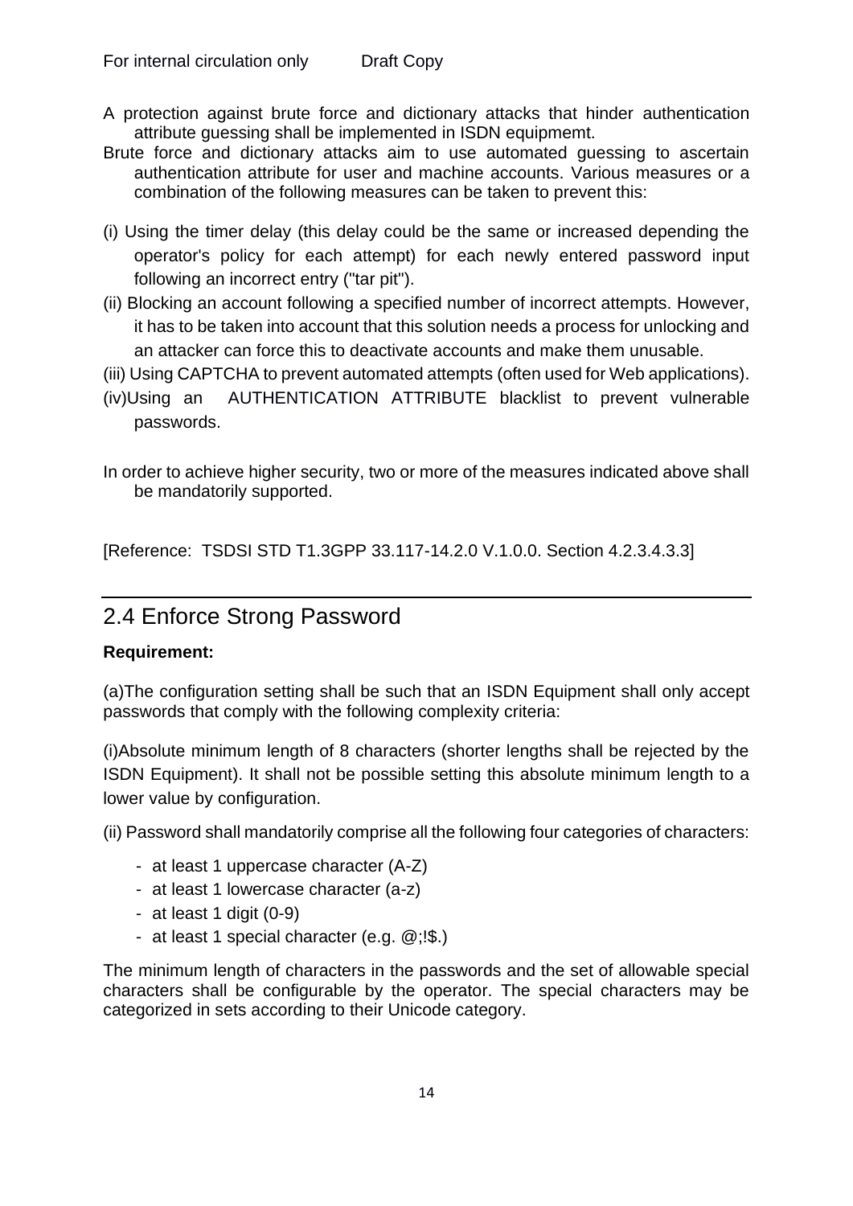A protection against brute force and dictionary attacks that hinder authentication attribute guessing shall be implemented in ISDN equipmemt.

Brute force and dictionary attacks aim to use automated guessing to ascertain authentication attribute for user and machine accounts. Various measures or a combination of the following measures can be taken to prevent this:

(i) Using the timer delay (this delay could be the same or increased depending the operator's policy for each attempt) for each newly entered password input following an incorrect entry ("tar pit").

(ii) Blocking an account following a specified number of incorrect attempts. However, it has to be taken into account that this solution needs a process for unlocking and an attacker can force this to deactivate accounts and make them unusable.

(iii) Using CAPTCHA to prevent automated attempts (often used for Web applications).

(iv)Using an AUTHENTICATION ATTRIBUTE blacklist to prevent vulnerable passwords.

In order to achieve higher security, two or more of the measures indicated above shall be mandatorily supported.

[Reference: TSDSI STD T1.3GPP 33.117-14.2.0 V.1.0.0. Section 4.2.3.4.3.3]

## 2.4 Enforce Strong Password

**Requirement:**

(a)The configuration setting shall be such that an ISDN Equipment shall only accept passwords that comply with the following complexity criteria:

(i)Absolute minimum length of 8 characters (shorter lengths shall be rejected by the ISDN Equipment). It shall not be possible setting this absolute minimum length to a lower value by configuration.

(ii) Password shall mandatorily comprise all the following four categories of characters:

- at least 1 uppercase character (A-Z)
- at least 1 lowercase character (a-z)
- at least 1 digit (0-9)
- at least 1 special character (e.g. @;!$.)

The minimum length of characters in the passwords and the set of allowable special characters shall be configurable by the operator. The special characters may be categorized in sets according to their Unicode category.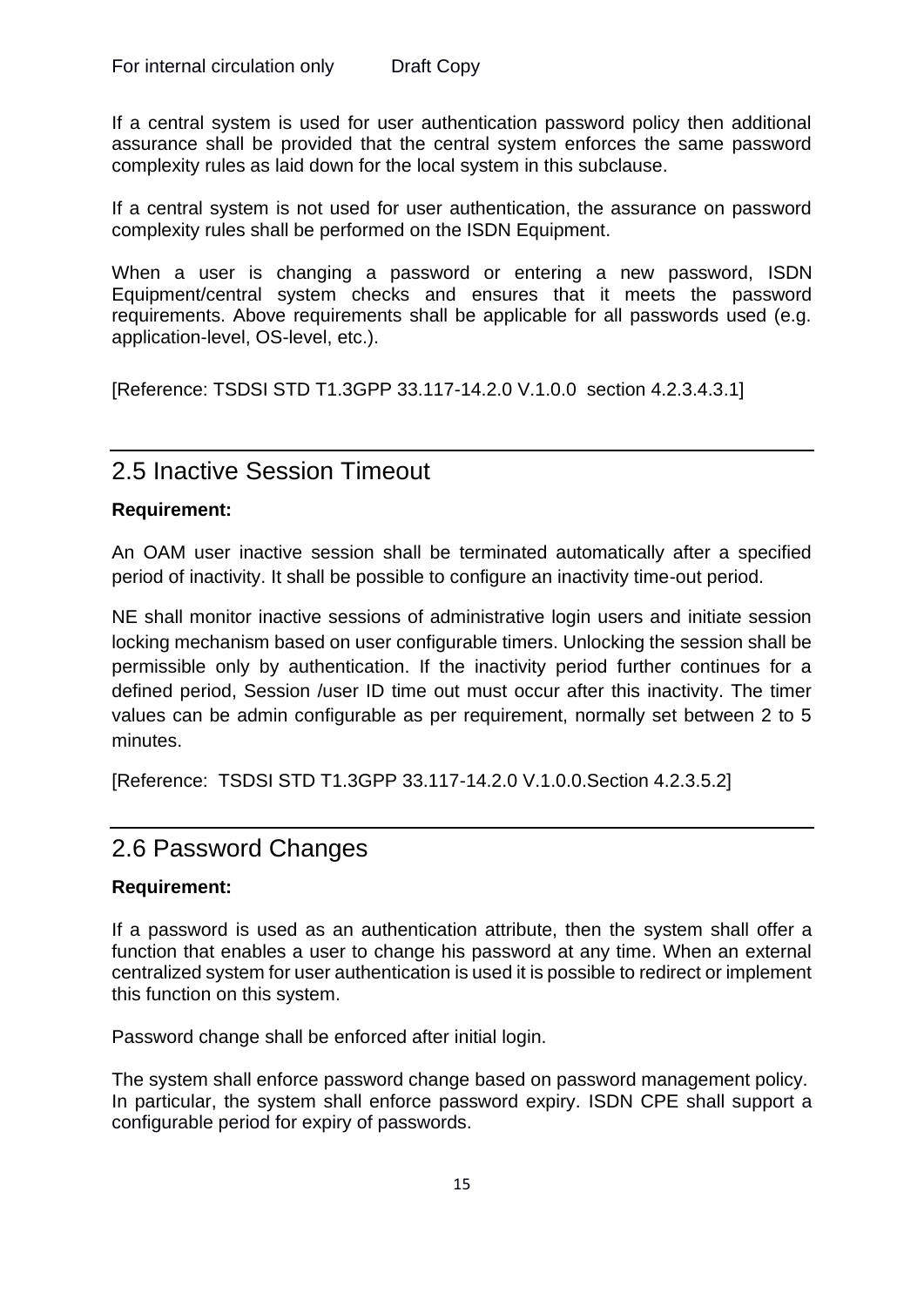If a central system is used for user authentication password policy then additional assurance shall be provided that the central system enforces the same password complexity rules as laid down for the local system in this subclause.

If a central system is not used for user authentication, the assurance on password complexity rules shall be performed on the ISDN Equipment.

When a user is changing a password or entering a new password, ISDN Equipment/central system checks and ensures that it meets the password requirements. Above requirements shall be applicable for all passwords used (e.g. application-level, OS-level, etc.).

[Reference: TSDSI STD T1.3GPP 33.117-14.2.0 V.1.0.0 section 4.2.3.4.3.1]

## 2.5 Inactive Session Timeout

**Requirement:**

An OAM user inactive session shall be terminated automatically after a specified period of inactivity. It shall be possible to configure an inactivity time-out period.

NE shall monitor inactive sessions of administrative login users and initiate session locking mechanism based on user configurable timers. Unlocking the session shall be permissible only by authentication. If the inactivity period further continues for a defined period, Session /user ID time out must occur after this inactivity. The timer values can be admin configurable as per requirement, normally set between 2 to 5 minutes.

[Reference: TSDSI STD T1.3GPP 33.117-14.2.0 V.1.0.0.Section 4.2.3.5.2]

## 2.6 Password Changes

**Requirement:**

If a password is used as an authentication attribute, then the system shall offer a function that enables a user to change his password at any time. When an external centralized system for user authentication is used it is possible to redirect or implement this function on this system.

Password change shall be enforced after initial login.

The system shall enforce password change based on password management policy. In particular, the system shall enforce password expiry. ISDN CPE shall support a configurable period for expiry of passwords.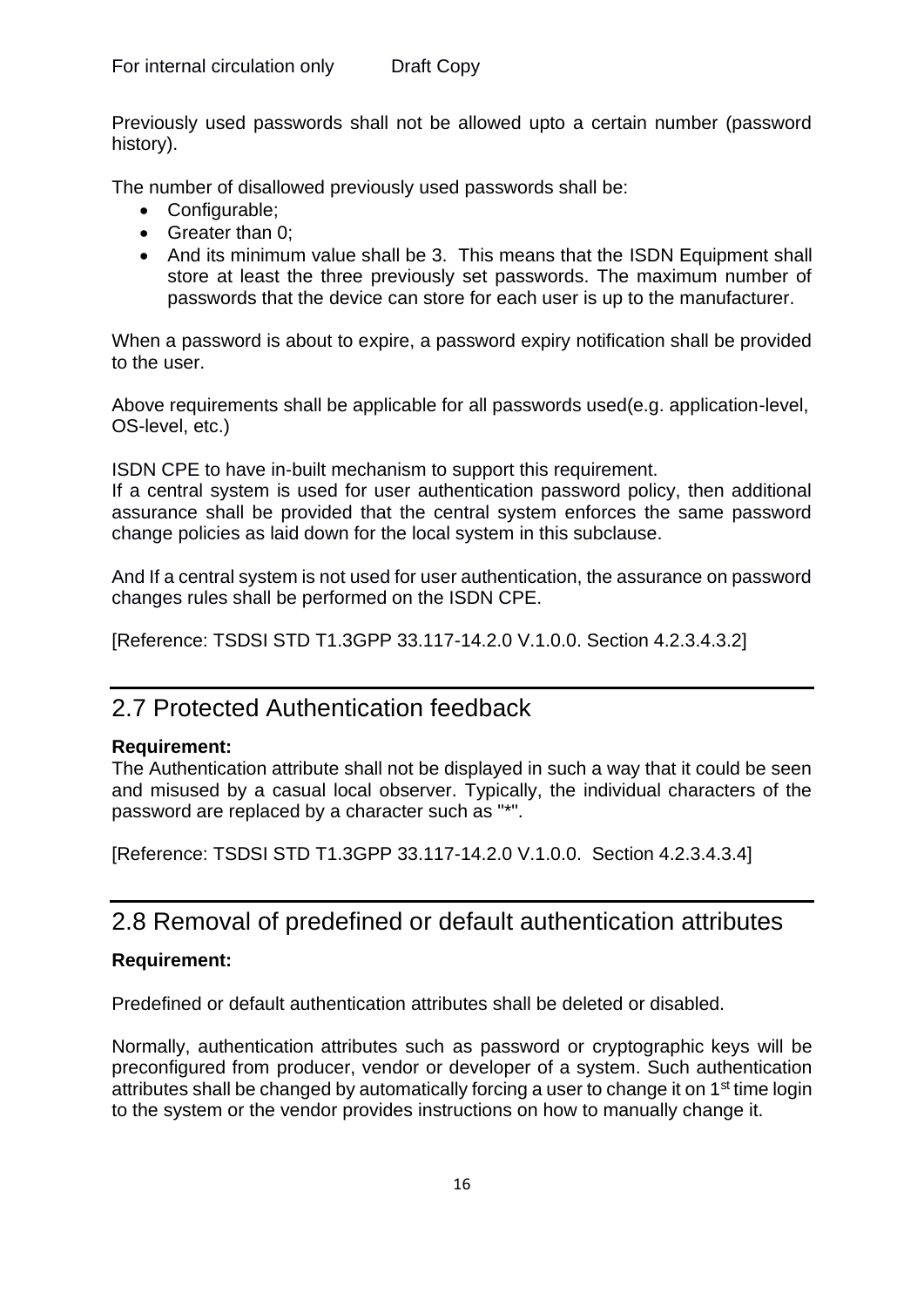Previously used passwords shall not be allowed upto a certain number (password history).

The number of disallowed previously used passwords shall be:

- Configurable;
- Greater than 0;
- And its minimum value shall be 3. This means that the ISDN Equipment shall store at least the three previously set passwords. The maximum number of passwords that the device can store for each user is up to the manufacturer.

When a password is about to expire, a password expiry notification shall be provided to the user.

Above requirements shall be applicable for all passwords used(e.g. application-level, OS-level, etc.)

ISDN CPE to have in-built mechanism to support this requirement.
If a central system is used for user authentication password policy, then additional assurance shall be provided that the central system enforces the same password change policies as laid down for the local system in this subclause.

And If a central system is not used for user authentication, the assurance on password changes rules shall be performed on the ISDN CPE.

[Reference: TSDSI STD T1.3GPP 33.117-14.2.0 V.1.0.0. Section 4.2.3.4.3.2]

## 2.7 Protected Authentication feedback

**Requirement:**
The Authentication attribute shall not be displayed in such a way that it could be seen and misused by a casual local observer. Typically, the individual characters of the password are replaced by a character such as "*".

[Reference: TSDSI STD T1.3GPP 33.117-14.2.0 V.1.0.0. Section 4.2.3.4.3.4]

## 2.8 Removal of predefined or default authentication attributes

**Requirement:**

Predefined or default authentication attributes shall be deleted or disabled.

Normally, authentication attributes such as password or cryptographic keys will be preconfigured from producer, vendor or developer of a system. Such authentication attributes shall be changed by automatically forcing a user to change it on 1st time login to the system or the vendor provides instructions on how to manually change it.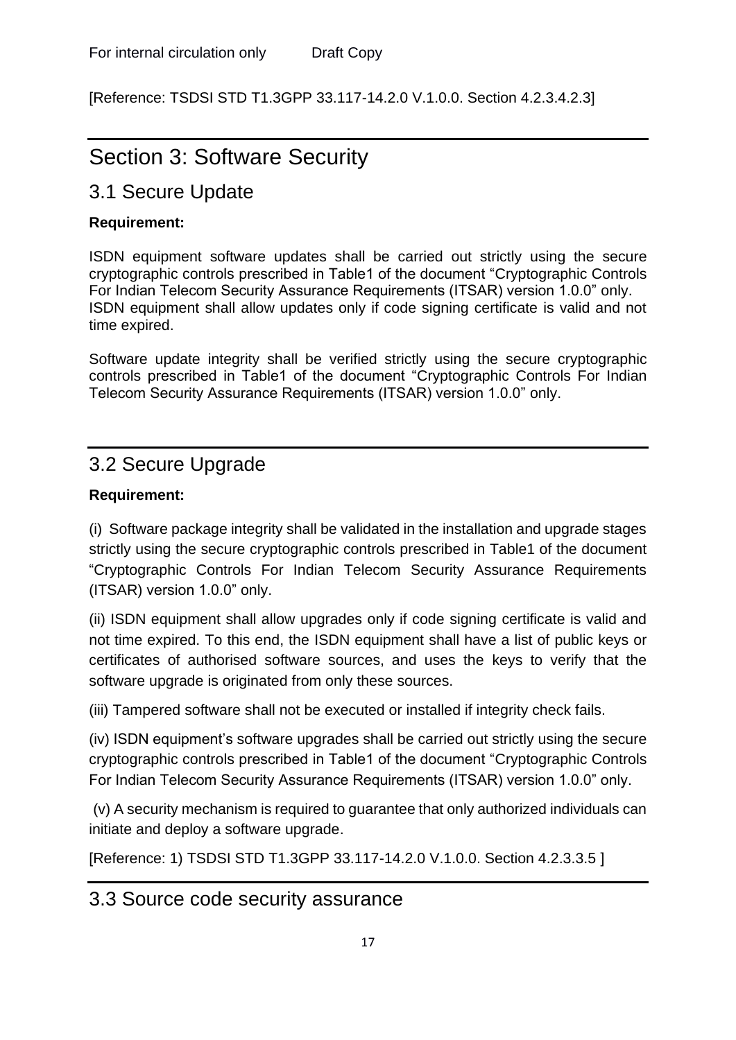[Reference: TSDSI STD T1.3GPP 33.117-14.2.0 V.1.0.0. Section 4.2.3.4.2.3]

# Section 3: Software Security

## 3.1 Secure Update

**Requirement:**

ISDN equipment software updates shall be carried out strictly using the secure cryptographic controls prescribed in Table1 of the document "Cryptographic Controls For Indian Telecom Security Assurance Requirements (ITSAR) version 1.0.0" only. ISDN equipment shall allow updates only if code signing certificate is valid and not time expired.

Software update integrity shall be verified strictly using the secure cryptographic controls prescribed in Table1 of the document "Cryptographic Controls For Indian Telecom Security Assurance Requirements (ITSAR) version 1.0.0" only.

## 3.2 Secure Upgrade

**Requirement:**

(i) Software package integrity shall be validated in the installation and upgrade stages strictly using the secure cryptographic controls prescribed in Table1 of the document "Cryptographic Controls For Indian Telecom Security Assurance Requirements (ITSAR) version 1.0.0" only.

(ii) ISDN equipment shall allow upgrades only if code signing certificate is valid and not time expired. To this end, the ISDN equipment shall have a list of public keys or certificates of authorised software sources, and uses the keys to verify that the software upgrade is originated from only these sources.

(iii) Tampered software shall not be executed or installed if integrity check fails.

(iv) ISDN equipment's software upgrades shall be carried out strictly using the secure cryptographic controls prescribed in Table1 of the document "Cryptographic Controls For Indian Telecom Security Assurance Requirements (ITSAR) version 1.0.0" only.

(v) A security mechanism is required to guarantee that only authorized individuals can initiate and deploy a software upgrade.

[Reference: 1) TSDSI STD T1.3GPP 33.117-14.2.0 V.1.0.0. Section 4.2.3.3.5 ]

## 3.3 Source code security assurance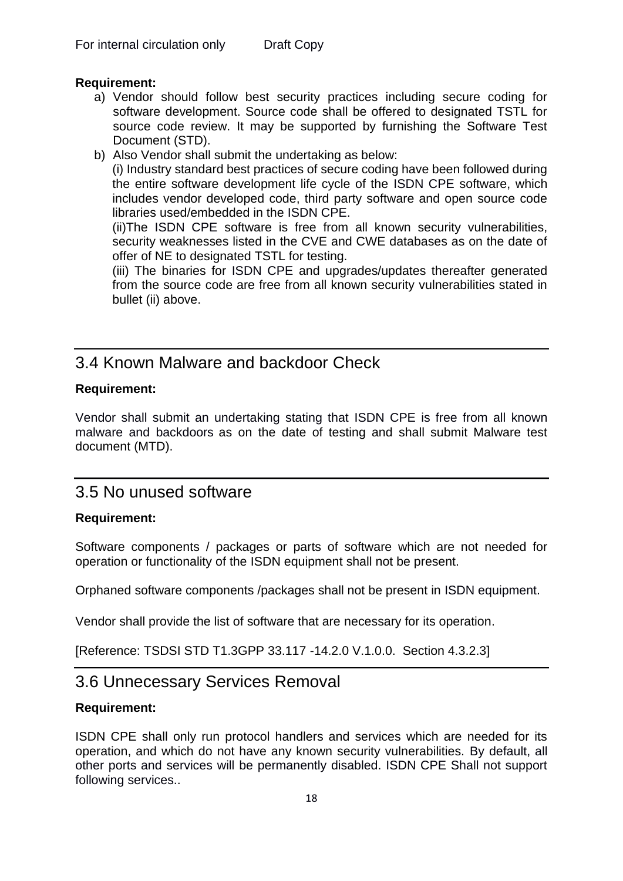**Requirement:**

a) Vendor should follow best security practices including secure coding for software development. Source code shall be offered to designated TSTL for source code review. It may be supported by furnishing the Software Test Document (STD).

b) Also Vendor shall submit the undertaking as below:

(i) Industry standard best practices of secure coding have been followed during the entire software development life cycle of the ISDN CPE software, which includes vendor developed code, third party software and open source code libraries used/embedded in the ISDN CPE.

(ii)The ISDN CPE software is free from all known security vulnerabilities, security weaknesses listed in the CVE and CWE databases as on the date of offer of NE to designated TSTL for testing.

(iii) The binaries for ISDN CPE and upgrades/updates thereafter generated from the source code are free from all known security vulnerabilities stated in bullet (ii) above.

## 3.4 Known Malware and backdoor Check

**Requirement:**

Vendor shall submit an undertaking stating that ISDN CPE is free from all known malware and backdoors as on the date of testing and shall submit Malware test document (MTD).

## 3.5 No unused software

**Requirement:**

Software components / packages or parts of software which are not needed for operation or functionality of the ISDN equipment shall not be present.

Orphaned software components /packages shall not be present in ISDN equipment.

Vendor shall provide the list of software that are necessary for its operation.

[Reference: TSDSI STD T1.3GPP 33.117 -14.2.0 V.1.0.0. Section 4.3.2.3]

## 3.6 Unnecessary Services Removal

**Requirement:**

ISDN CPE shall only run protocol handlers and services which are needed for its operation, and which do not have any known security vulnerabilities. By default, all other ports and services will be permanently disabled. ISDN CPE Shall not support following services..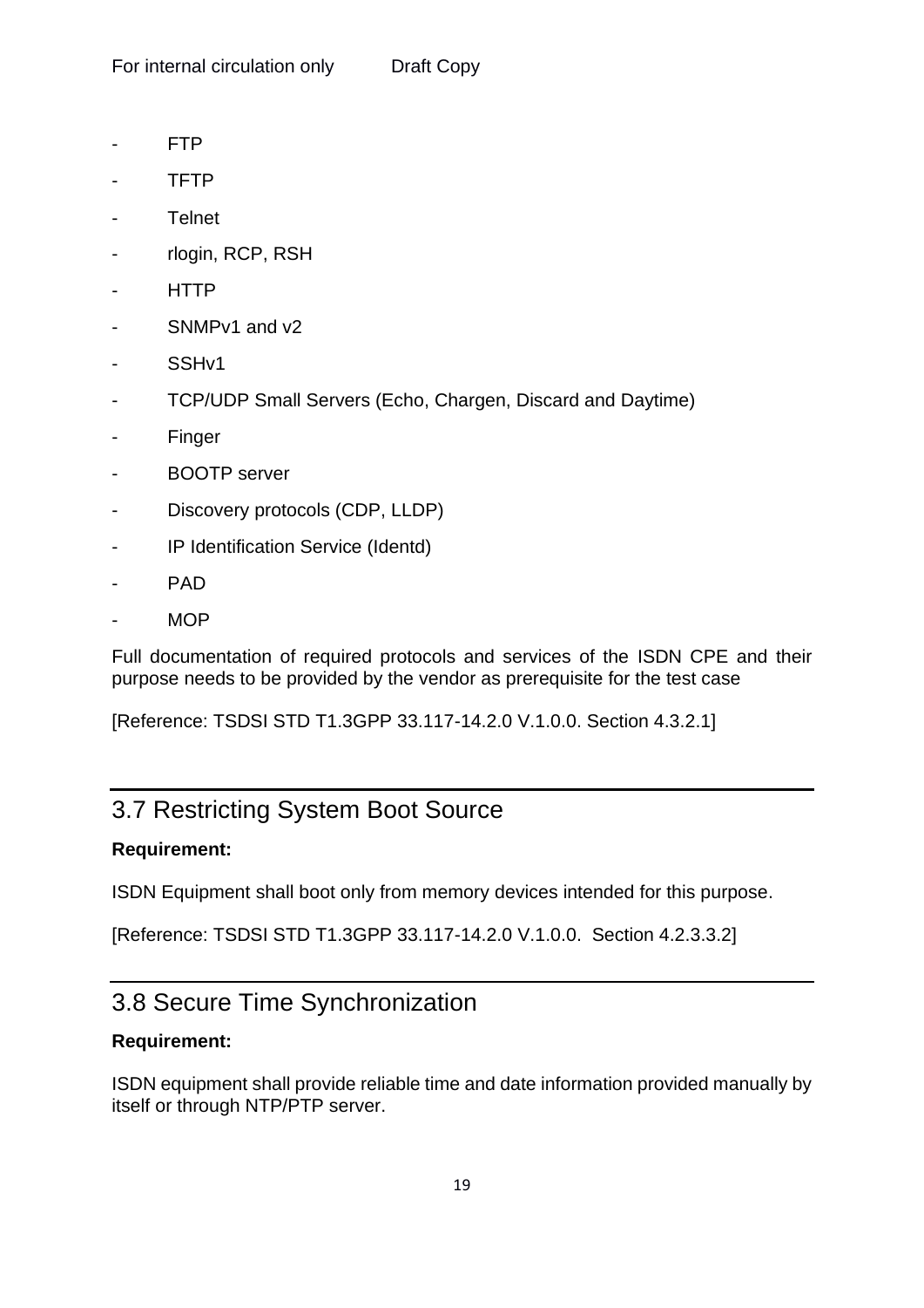- FTP
- TFTP
- Telnet
- rlogin, RCP, RSH
- HTTP
- SNMPv1 and v2
- SSHv1
- TCP/UDP Small Servers (Echo, Chargen, Discard and Daytime)
- Finger
- BOOTP server
- Discovery protocols (CDP, LLDP)
- IP Identification Service (Identd)
- PAD
- MOP

Full documentation of required protocols and services of the ISDN CPE and their purpose needs to be provided by the vendor as prerequisite for the test case

[Reference: TSDSI STD T1.3GPP 33.117-14.2.0 V.1.0.0. Section 4.3.2.1]

## 3.7 Restricting System Boot Source

**Requirement:**

ISDN Equipment shall boot only from memory devices intended for this purpose.

[Reference: TSDSI STD T1.3GPP 33.117-14.2.0 V.1.0.0. Section 4.2.3.3.2]

## 3.8 Secure Time Synchronization

**Requirement:**

ISDN equipment shall provide reliable time and date information provided manually by itself or through NTP/PTP server.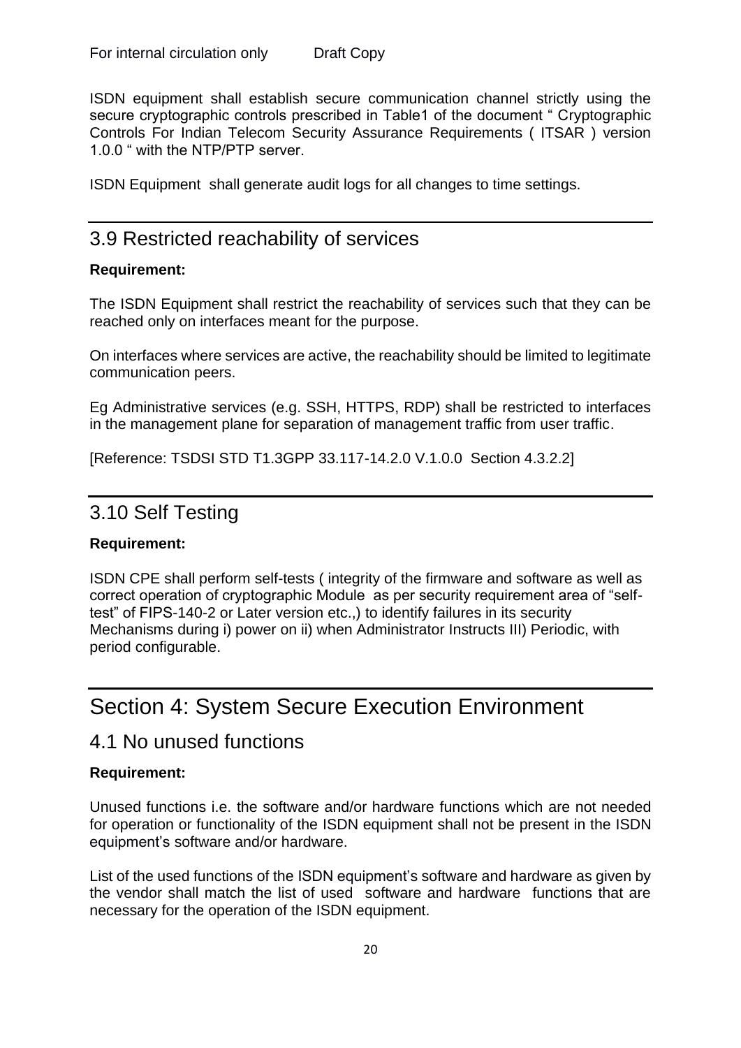ISDN equipment shall establish secure communication channel strictly using the secure cryptographic controls prescribed in Table1 of the document " Cryptographic Controls For Indian Telecom Security Assurance Requirements ( ITSAR ) version 1.0.0 " with the NTP/PTP server.

ISDN Equipment shall generate audit logs for all changes to time settings.

## 3.9 Restricted reachability of services

**Requirement:**

The ISDN Equipment shall restrict the reachability of services such that they can be reached only on interfaces meant for the purpose.

On interfaces where services are active, the reachability should be limited to legitimate communication peers.

Eg Administrative services (e.g. SSH, HTTPS, RDP) shall be restricted to interfaces in the management plane for separation of management traffic from user traffic.

[Reference: TSDSI STD T1.3GPP 33.117-14.2.0 V.1.0.0 Section 4.3.2.2]

## 3.10 Self Testing

**Requirement:**

ISDN CPE shall perform self-tests ( integrity of the firmware and software as well as correct operation of cryptographic Module as per security requirement area of "self-test" of FIPS-140-2 or Later version etc.,) to identify failures in its security Mechanisms during i) power on ii) when Administrator Instructs III) Periodic, with period configurable.

# Section 4: System Secure Execution Environment

## 4.1 No unused functions

**Requirement:**

Unused functions i.e. the software and/or hardware functions which are not needed for operation or functionality of the ISDN equipment shall not be present in the ISDN equipment's software and/or hardware.

List of the used functions of the ISDN equipment's software and hardware as given by the vendor shall match the list of used software and hardware functions that are necessary for the operation of the ISDN equipment.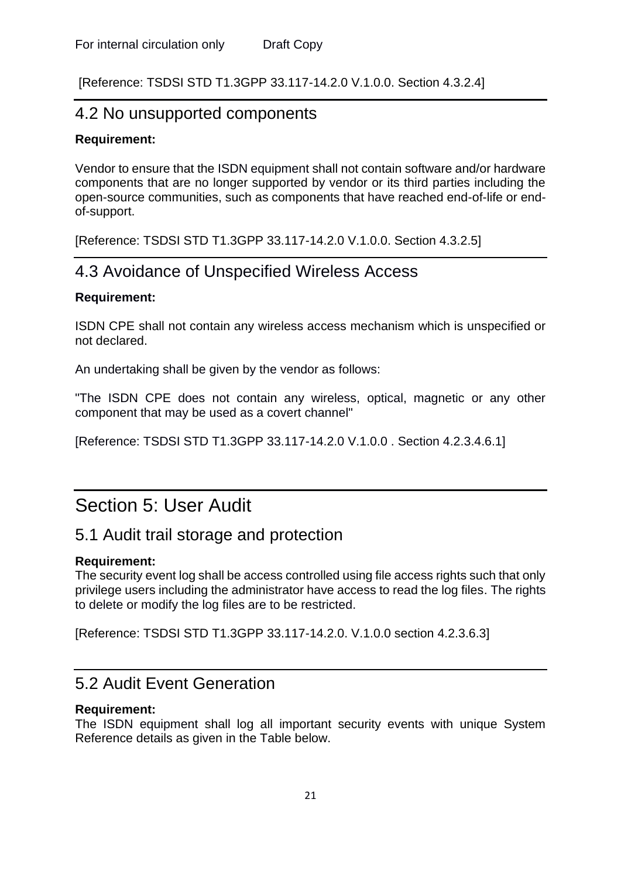[Reference: TSDSI STD T1.3GPP 33.117-14.2.0 V.1.0.0. Section 4.3.2.4]

## 4.2 No unsupported components

**Requirement:**

Vendor to ensure that the ISDN equipment shall not contain software and/or hardware components that are no longer supported by vendor or its third parties including the open-source communities, such as components that have reached end-of-life or end-of-support.

[Reference: TSDSI STD T1.3GPP 33.117-14.2.0 V.1.0.0. Section 4.3.2.5]

## 4.3 Avoidance of Unspecified Wireless Access

**Requirement:**

ISDN CPE shall not contain any wireless access mechanism which is unspecified or not declared.

An undertaking shall be given by the vendor as follows:

"The ISDN CPE does not contain any wireless, optical, magnetic or any other component that may be used as a covert channel"

[Reference: TSDSI STD T1.3GPP 33.117-14.2.0 V.1.0.0 . Section 4.2.3.4.6.1]

# Section 5: User Audit

## 5.1 Audit trail storage and protection

**Requirement:**
The security event log shall be access controlled using file access rights such that only privilege users including the administrator have access to read the log files. The rights to delete or modify the log files are to be restricted.

[Reference: TSDSI STD T1.3GPP 33.117-14.2.0. V.1.0.0 section 4.2.3.6.3]

## 5.2 Audit Event Generation

**Requirement:**
The ISDN equipment shall log all important security events with unique System Reference details as given in the Table below.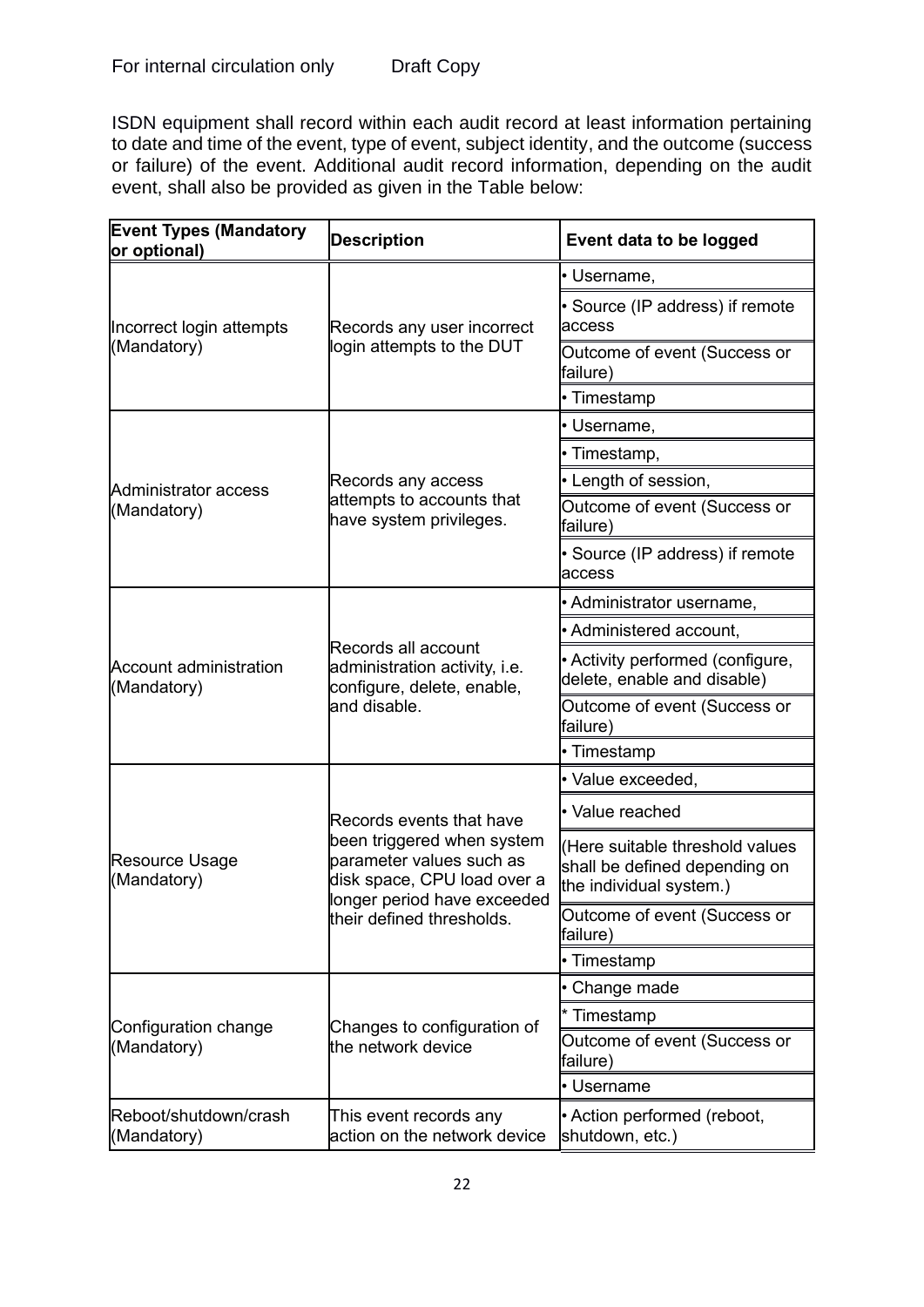ISDN equipment shall record within each audit record at least information pertaining to date and time of the event, type of event, subject identity, and the outcome (success or failure) of the event. Additional audit record information, depending on the audit event, shall also be provided as given in the Table below:

| Event Types (Mandatory or optional) | Description | Event data to be logged |
|---|---|---|
| Incorrect login attempts (Mandatory) | Records any user incorrect login attempts to the DUT | • Username, |
| | | • Source (IP address) if remote access |
| | | Outcome of event (Success or failure) |
| | | • Timestamp |
| Administrator access (Mandatory) | Records any access attempts to accounts that have system privileges. | • Username, |
| | | • Timestamp, |
| | | • Length of session, |
| | | Outcome of event (Success or failure) |
| | | • Source (IP address) if remote access |
| Account administration (Mandatory) | Records all account administration activity, i.e. configure, delete, enable, and disable. | • Administrator username, |
| | | • Administered account, |
| | | • Activity performed (configure, delete, enable and disable) |
| | | Outcome of event (Success or failure) |
| | | • Timestamp |
| Resource Usage (Mandatory) | Records events that have been triggered when system parameter values such as disk space, CPU load over a longer period have exceeded their defined thresholds. | • Value exceeded, |
| | | • Value reached |
| | | (Here suitable threshold values shall be defined depending on the individual system.) |
| | | Outcome of event (Success or failure) |
| | | • Timestamp |
| Configuration change (Mandatory) | Changes to configuration of the network device | • Change made |
| | | * Timestamp |
| | | Outcome of event (Success or failure) |
| | | • Username |
| Reboot/shutdown/crash (Mandatory) | This event records any action on the network device | • Action performed (reboot, shutdown, etc.) |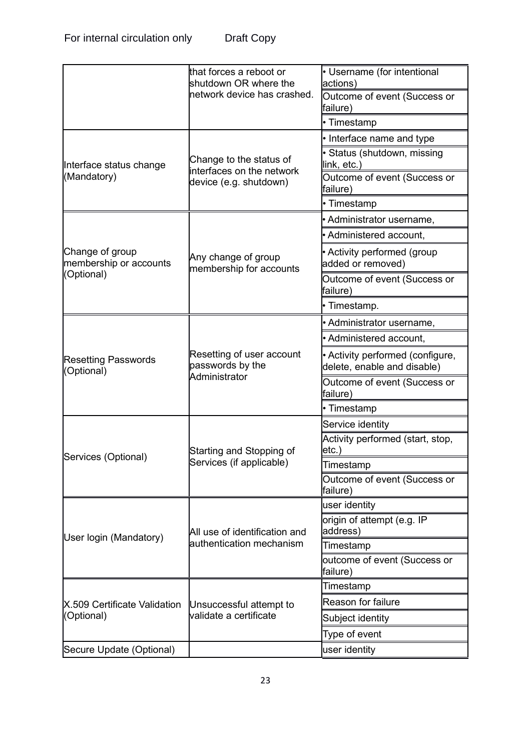| | | |
|---|---|---|
| | that forces a reboot or shutdown OR where the network device has crashed. | • Username (for intentional actions) |
| | | Outcome of event (Success or failure) |
| | | • Timestamp |
| Interface status change (Mandatory) | Change to the status of interfaces on the network device (e.g. shutdown) | • Interface name and type |
| | | • Status (shutdown, missing link, etc.) |
| | | Outcome of event (Success or failure) |
| | | • Timestamp |
| Change of group membership or accounts (Optional) | Any change of group membership for accounts | • Administrator username, |
| | | • Administered account, |
| | | • Activity performed (group added or removed) |
| | | Outcome of event (Success or failure) |
| | | • Timestamp. |
| Resetting Passwords (Optional) | Resetting of user account passwords by the Administrator | • Administrator username, |
| | | • Administered account, |
| | | • Activity performed (configure, delete, enable and disable) |
| | | Outcome of event (Success or failure) |
| | | • Timestamp |
| Services (Optional) | Starting and Stopping of Services (if applicable) | Service identity |
| | | Activity performed (start, stop, etc.) |
| | | Timestamp |
| | | Outcome of event (Success or failure) |
| User login (Mandatory) | All use of identification and authentication mechanism | user identity |
| | | origin of attempt (e.g. IP address) |
| | | Timestamp |
| | | outcome of event (Success or failure) |
| X.509 Certificate Validation (Optional) | Unsuccessful attempt to validate a certificate | Timestamp |
| | | Reason for failure |
| | | Subject identity |
| | | Type of event |
| Secure Update (Optional) | | user identity |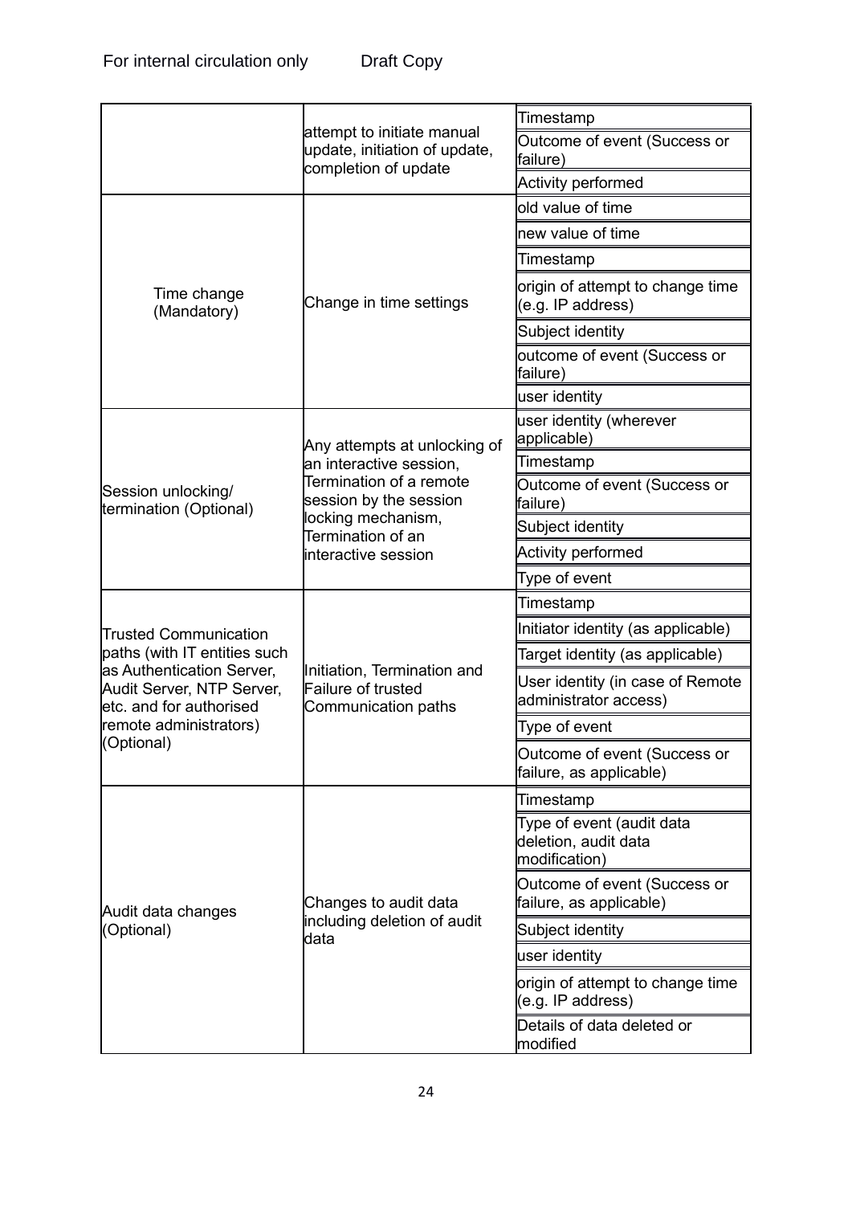| | | |
|---|---|---|
| | attempt to initiate manual update, initiation of update, completion of update | Timestamp |
| | | Outcome of event (Success or failure) |
| | | Activity performed |
| Time change (Mandatory) | Change in time settings | old value of time |
| | | new value of time |
| | | Timestamp |
| | | origin of attempt to change time (e.g. IP address) |
| | | Subject identity |
| | | outcome of event (Success or failure) |
| | | user identity |
| Session unlocking/ termination (Optional) | Any attempts at unlocking of an interactive session, Termination of a remote session by the session locking mechanism, Termination of an interactive session | user identity (wherever applicable) |
| | | Timestamp |
| | | Outcome of event (Success or failure) |
| | | Subject identity |
| | | Activity performed |
| | | Type of event |
| Trusted Communication paths (with IT entities such as Authentication Server, Audit Server, NTP Server, etc. and for authorised remote administrators) (Optional) | Initiation, Termination and Failure of trusted Communication paths | Timestamp |
| | | Initiator identity (as applicable) |
| | | Target identity (as applicable) |
| | | User identity (in case of Remote administrator access) |
| | | Type of event |
| | | Outcome of event (Success or failure, as applicable) |
| Audit data changes (Optional) | Changes to audit data including deletion of audit data | Timestamp |
| | | Type of event (audit data deletion, audit data modification) |
| | | Outcome of event (Success or failure, as applicable) |
| | | Subject identity |
| | | user identity |
| | | origin of attempt to change time (e.g. IP address) |
| | | Details of data deleted or modified |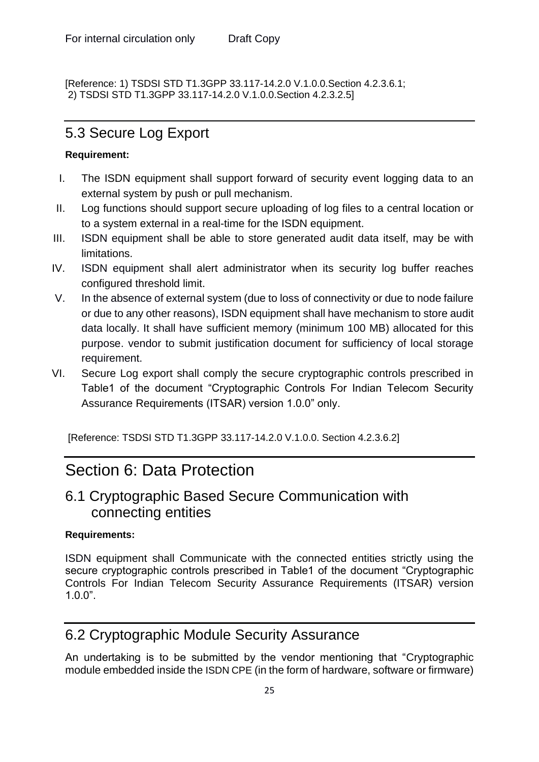[Reference: 1) TSDSI STD T1.3GPP 33.117-14.2.0 V.1.0.0.Section 4.2.3.6.1;
2) TSDSI STD T1.3GPP 33.117-14.2.0 V.1.0.0.Section 4.2.3.2.5]

## 5.3 Secure Log Export

**Requirement:**

I. The ISDN equipment shall support forward of security event logging data to an external system by push or pull mechanism.

II. Log functions should support secure uploading of log files to a central location or to a system external in a real-time for the ISDN equipment.

III. ISDN equipment shall be able to store generated audit data itself, may be with limitations.

IV. ISDN equipment shall alert administrator when its security log buffer reaches configured threshold limit.

V. In the absence of external system (due to loss of connectivity or due to node failure or due to any other reasons), ISDN equipment shall have mechanism to store audit data locally. It shall have sufficient memory (minimum 100 MB) allocated for this purpose. vendor to submit justification document for sufficiency of local storage requirement.

VI. Secure Log export shall comply the secure cryptographic controls prescribed in Table1 of the document "Cryptographic Controls For Indian Telecom Security Assurance Requirements (ITSAR) version 1.0.0" only.

[Reference: TSDSI STD T1.3GPP 33.117-14.2.0 V.1.0.0. Section 4.2.3.6.2]

# Section 6: Data Protection

## 6.1 Cryptographic Based Secure Communication with connecting entities

**Requirements:**

ISDN equipment shall Communicate with the connected entities strictly using the secure cryptographic controls prescribed in Table1 of the document "Cryptographic Controls For Indian Telecom Security Assurance Requirements (ITSAR) version 1.0.0".

## 6.2 Cryptographic Module Security Assurance

An undertaking is to be submitted by the vendor mentioning that "Cryptographic module embedded inside the ISDN CPE (in the form of hardware, software or firmware)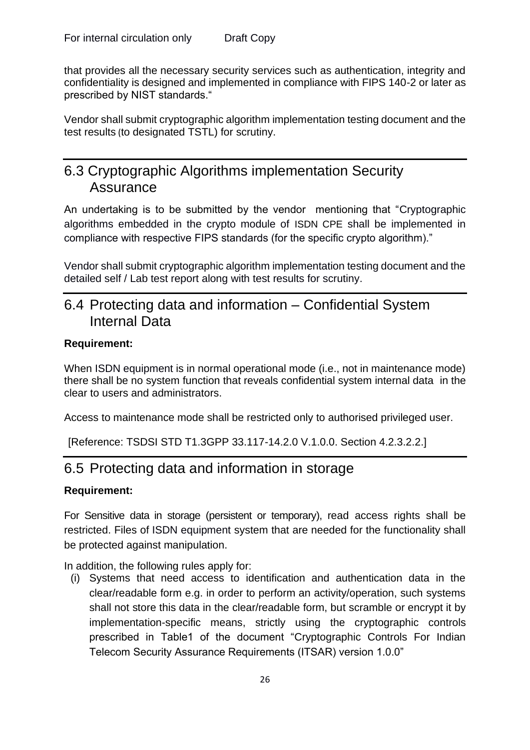that provides all the necessary security services such as authentication, integrity and confidentiality is designed and implemented in compliance with FIPS 140-2 or later as prescribed by NIST standards."

Vendor shall submit cryptographic algorithm implementation testing document and the test results (to designated TSTL) for scrutiny.

## 6.3 Cryptographic Algorithms implementation Security Assurance

An undertaking is to be submitted by the vendor mentioning that "Cryptographic algorithms embedded in the crypto module of ISDN CPE shall be implemented in compliance with respective FIPS standards (for the specific crypto algorithm)."

Vendor shall submit cryptographic algorithm implementation testing document and the detailed self / Lab test report along with test results for scrutiny.

## 6.4 Protecting data and information – Confidential System Internal Data

**Requirement:**

When ISDN equipment is in normal operational mode (i.e., not in maintenance mode) there shall be no system function that reveals confidential system internal data in the clear to users and administrators.

Access to maintenance mode shall be restricted only to authorised privileged user.

[Reference: TSDSI STD T1.3GPP 33.117-14.2.0 V.1.0.0. Section 4.2.3.2.2.]

## 6.5 Protecting data and information in storage

**Requirement:**

For Sensitive data in storage (persistent or temporary), read access rights shall be restricted. Files of ISDN equipment system that are needed for the functionality shall be protected against manipulation.

In addition, the following rules apply for:

(i) Systems that need access to identification and authentication data in the clear/readable form e.g. in order to perform an activity/operation, such systems shall not store this data in the clear/readable form, but scramble or encrypt it by implementation-specific means, strictly using the cryptographic controls prescribed in Table1 of the document "Cryptographic Controls For Indian Telecom Security Assurance Requirements (ITSAR) version 1.0.0"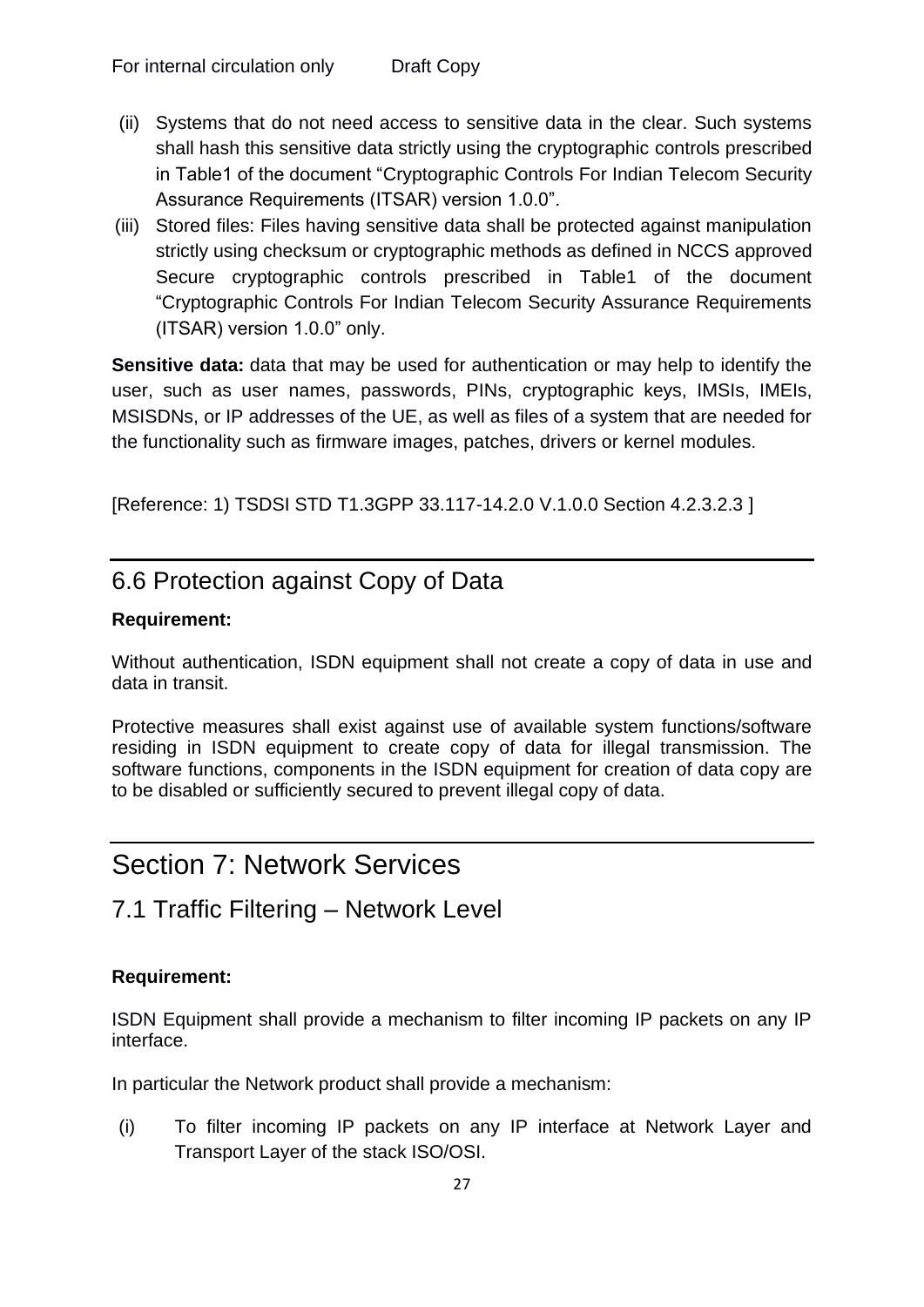(ii) Systems that do not need access to sensitive data in the clear. Such systems shall hash this sensitive data strictly using the cryptographic controls prescribed in Table1 of the document "Cryptographic Controls For Indian Telecom Security Assurance Requirements (ITSAR) version 1.0.0".

(iii) Stored files: Files having sensitive data shall be protected against manipulation strictly using checksum or cryptographic methods as defined in NCCS approved Secure cryptographic controls prescribed in Table1 of the document "Cryptographic Controls For Indian Telecom Security Assurance Requirements (ITSAR) version 1.0.0" only.

**Sensitive data:** data that may be used for authentication or may help to identify the user, such as user names, passwords, PINs, cryptographic keys, IMSIs, IMEIs, MSISDNs, or IP addresses of the UE, as well as files of a system that are needed for the functionality such as firmware images, patches, drivers or kernel modules.

[Reference: 1) TSDSI STD T1.3GPP 33.117-14.2.0 V.1.0.0 Section 4.2.3.2.3 ]

## 6.6 Protection against Copy of Data

**Requirement:**

Without authentication, ISDN equipment shall not create a copy of data in use and data in transit.

Protective measures shall exist against use of available system functions/software residing in ISDN equipment to create copy of data for illegal transmission. The software functions, components in the ISDN equipment for creation of data copy are to be disabled or sufficiently secured to prevent illegal copy of data.

# Section 7: Network Services

## 7.1 Traffic Filtering – Network Level

**Requirement:**

ISDN Equipment shall provide a mechanism to filter incoming IP packets on any IP interface.

In particular the Network product shall provide a mechanism:

(i) To filter incoming IP packets on any IP interface at Network Layer and Transport Layer of the stack ISO/OSI.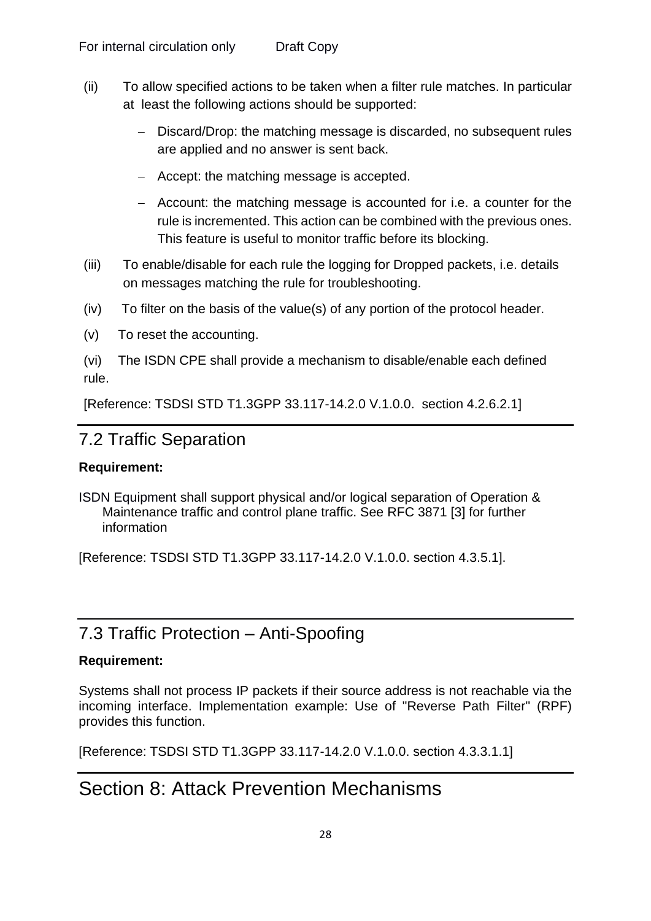(ii) To allow specified actions to be taken when a filter rule matches. In particular at least the following actions should be supported:

- Discard/Drop: the matching message is discarded, no subsequent rules are applied and no answer is sent back.
- Accept: the matching message is accepted.
- Account: the matching message is accounted for i.e. a counter for the rule is incremented. This action can be combined with the previous ones. This feature is useful to monitor traffic before its blocking.

(iii) To enable/disable for each rule the logging for Dropped packets, i.e. details on messages matching the rule for troubleshooting.

(iv) To filter on the basis of the value(s) of any portion of the protocol header.

(v) To reset the accounting.

(vi) The ISDN CPE shall provide a mechanism to disable/enable each defined rule.

[Reference: TSDSI STD T1.3GPP 33.117-14.2.0 V.1.0.0. section 4.2.6.2.1]

## 7.2 Traffic Separation

**Requirement:**

ISDN Equipment shall support physical and/or logical separation of Operation & Maintenance traffic and control plane traffic. See RFC 3871 [3] for further information

[Reference: TSDSI STD T1.3GPP 33.117-14.2.0 V.1.0.0. section 4.3.5.1].

## 7.3 Traffic Protection – Anti-Spoofing

**Requirement:**

Systems shall not process IP packets if their source address is not reachable via the incoming interface. Implementation example: Use of "Reverse Path Filter" (RPF) provides this function.

[Reference: TSDSI STD T1.3GPP 33.117-14.2.0 V.1.0.0. section 4.3.3.1.1]

# Section 8: Attack Prevention Mechanisms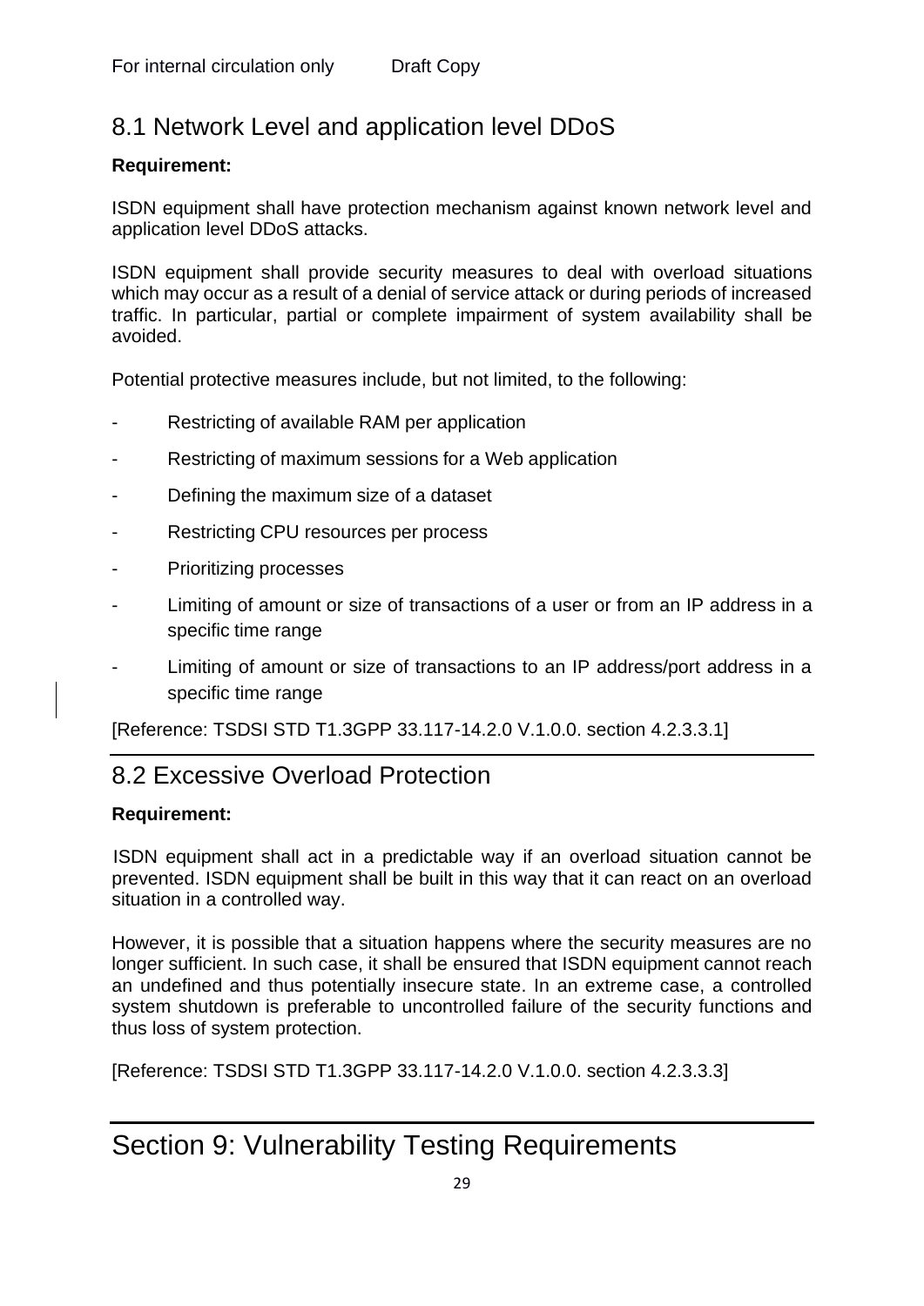## 8.1 Network Level and application level DDoS

**Requirement:**

ISDN equipment shall have protection mechanism against known network level and application level DDoS attacks.

ISDN equipment shall provide security measures to deal with overload situations which may occur as a result of a denial of service attack or during periods of increased traffic. In particular, partial or complete impairment of system availability shall be avoided.

Potential protective measures include, but not limited, to the following:

- Restricting of available RAM per application
- Restricting of maximum sessions for a Web application
- Defining the maximum size of a dataset
- Restricting CPU resources per process
- Prioritizing processes
- Limiting of amount or size of transactions of a user or from an IP address in a specific time range
- Limiting of amount or size of transactions to an IP address/port address in a specific time range

[Reference: TSDSI STD T1.3GPP 33.117-14.2.0 V.1.0.0. section 4.2.3.3.1]

## 8.2 Excessive Overload Protection

**Requirement:**

ISDN equipment shall act in a predictable way if an overload situation cannot be prevented. ISDN equipment shall be built in this way that it can react on an overload situation in a controlled way.

However, it is possible that a situation happens where the security measures are no longer sufficient. In such case, it shall be ensured that ISDN equipment cannot reach an undefined and thus potentially insecure state. In an extreme case, a controlled system shutdown is preferable to uncontrolled failure of the security functions and thus loss of system protection.

[Reference: TSDSI STD T1.3GPP 33.117-14.2.0 V.1.0.0. section 4.2.3.3.3]

# Section 9: Vulnerability Testing Requirements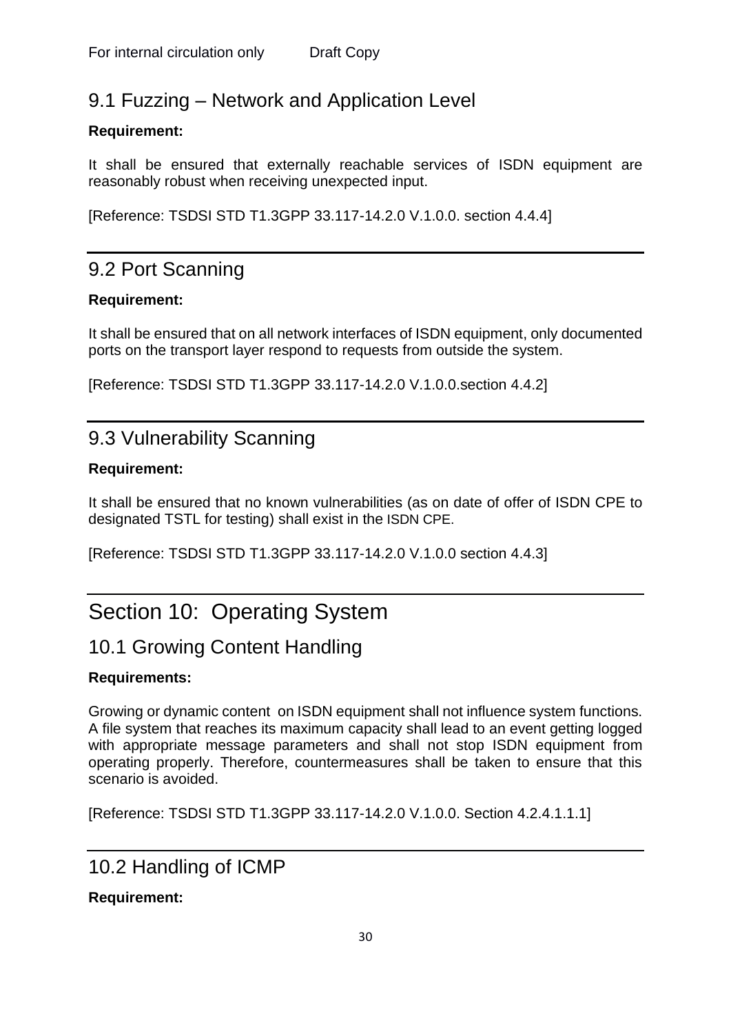## 9.1 Fuzzing – Network and Application Level

**Requirement:**

It shall be ensured that externally reachable services of ISDN equipment are reasonably robust when receiving unexpected input.

[Reference: TSDSI STD T1.3GPP 33.117-14.2.0 V.1.0.0. section 4.4.4]

---

## 9.2 Port Scanning

**Requirement:**

It shall be ensured that on all network interfaces of ISDN equipment, only documented ports on the transport layer respond to requests from outside the system.

[Reference: TSDSI STD T1.3GPP 33.117-14.2.0 V.1.0.0.section 4.4.2]

---

## 9.3 Vulnerability Scanning

**Requirement:**

It shall be ensured that no known vulnerabilities (as on date of offer of ISDN CPE to designated TSTL for testing) shall exist in the ISDN CPE.

[Reference: TSDSI STD T1.3GPP 33.117-14.2.0 V.1.0.0 section 4.4.3]

---

# Section 10: Operating System

## 10.1 Growing Content Handling

**Requirements:**

Growing or dynamic content on ISDN equipment shall not influence system functions. A file system that reaches its maximum capacity shall lead to an event getting logged with appropriate message parameters and shall not stop ISDN equipment from operating properly. Therefore, countermeasures shall be taken to ensure that this scenario is avoided.

[Reference: TSDSI STD T1.3GPP 33.117-14.2.0 V.1.0.0. Section 4.2.4.1.1.1]

---

## 10.2 Handling of ICMP

**Requirement:**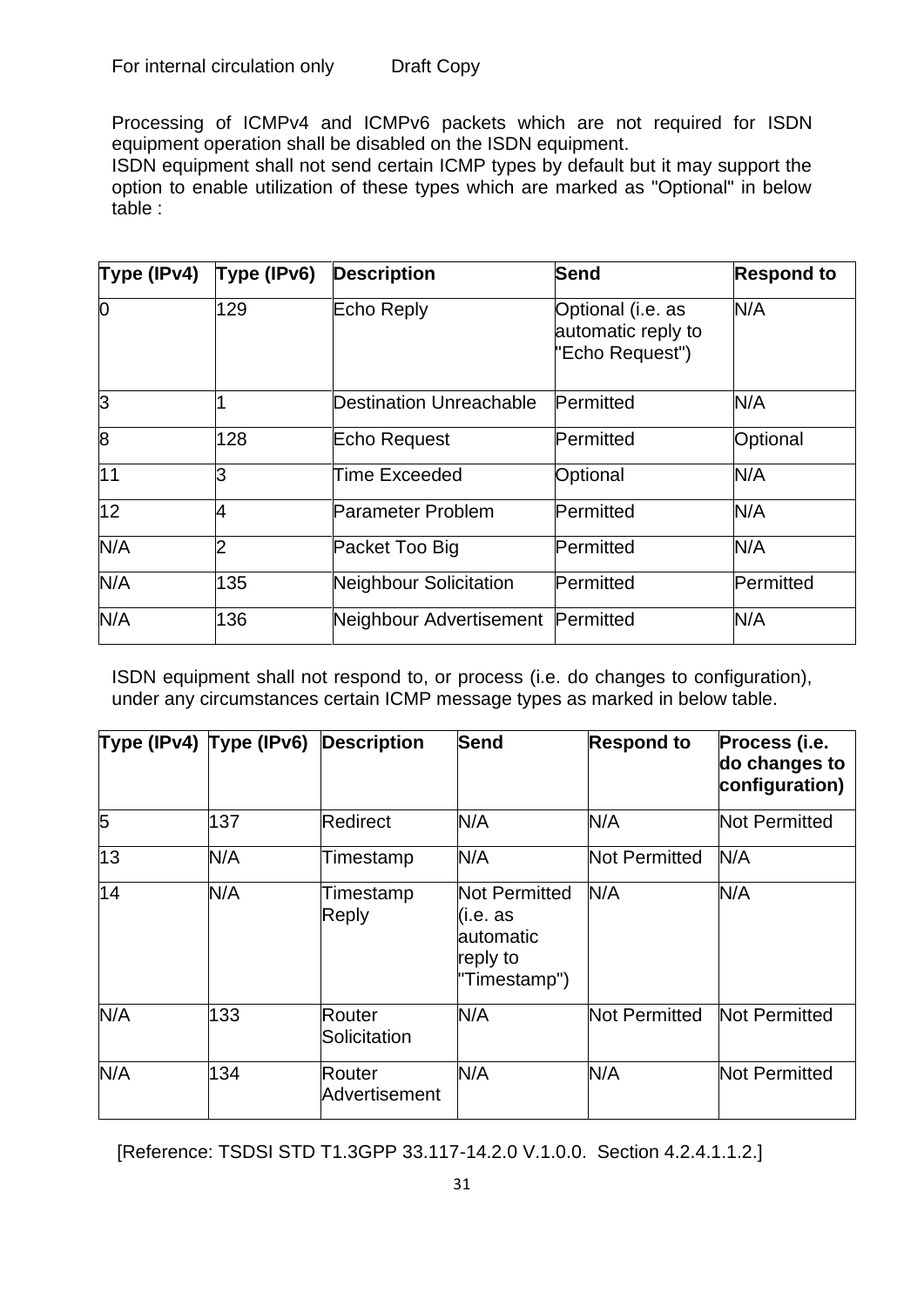For internal circulation only    Draft Copy

Processing of ICMPv4 and ICMPv6 packets which are not required for ISDN equipment operation shall be disabled on the ISDN equipment.
ISDN equipment shall not send certain ICMP types by default but it may support the option to enable utilization of these types which are marked as "Optional" in below table :

| Type (IPv4) | Type (IPv6) | Description | Send | Respond to |
|---|---|---|---|---|
| 0 | 129 | Echo Reply | Optional (i.e. as automatic reply to "Echo Request") | N/A |
| 3 | 1 | Destination Unreachable | Permitted | N/A |
| 8 | 128 | Echo Request | Permitted | Optional |
| 11 | 3 | Time Exceeded | Optional | N/A |
| 12 | 4 | Parameter Problem | Permitted | N/A |
| N/A | 2 | Packet Too Big | Permitted | N/A |
| N/A | 135 | Neighbour Solicitation | Permitted | Permitted |
| N/A | 136 | Neighbour Advertisement | Permitted | N/A |

ISDN equipment shall not respond to, or process (i.e. do changes to configuration), under any circumstances certain ICMP message types as marked in below table.

| Type (IPv4) | Type (IPv6) | Description | Send | Respond to | Process (i.e. do changes to configuration) |
|---|---|---|---|---|---|
| 5 | 137 | Redirect | N/A | N/A | Not Permitted |
| 13 | N/A | Timestamp | N/A | Not Permitted | N/A |
| 14 | N/A | Timestamp Reply | Not Permitted (i.e. as automatic reply to "Timestamp") | N/A | N/A |
| N/A | 133 | Router Solicitation | N/A | Not Permitted | Not Permitted |
| N/A | 134 | Router Advertisement | N/A | N/A | Not Permitted |

[Reference: TSDSI STD T1.3GPP 33.117-14.2.0 V.1.0.0. Section 4.2.4.1.1.2.]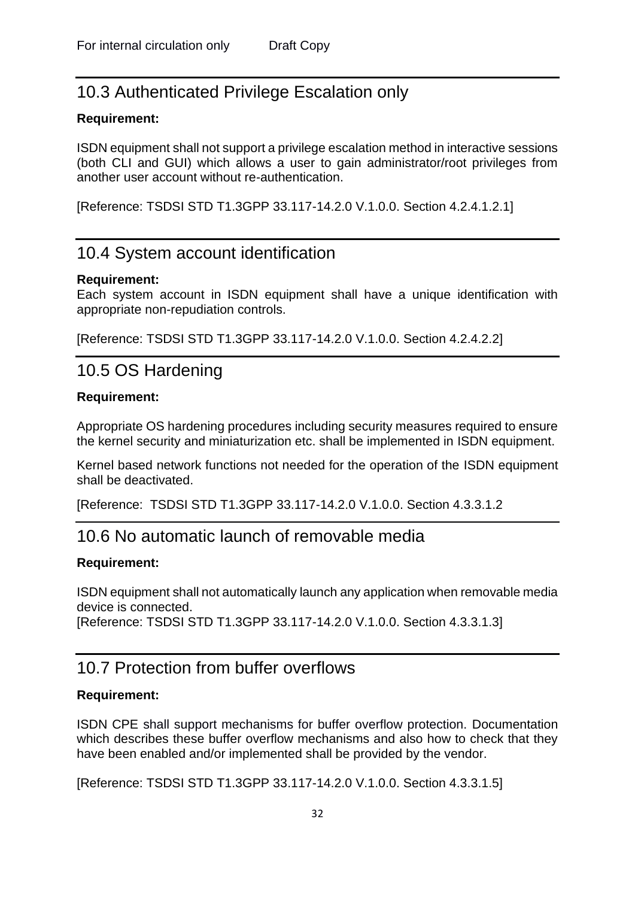## 10.3 Authenticated Privilege Escalation only

**Requirement:**

ISDN equipment shall not support a privilege escalation method in interactive sessions (both CLI and GUI) which allows a user to gain administrator/root privileges from another user account without re-authentication.

[Reference: TSDSI STD T1.3GPP 33.117-14.2.0 V.1.0.0. Section 4.2.4.1.2.1]

## 10.4 System account identification

**Requirement:**
Each system account in ISDN equipment shall have a unique identification with appropriate non-repudiation controls.

[Reference: TSDSI STD T1.3GPP 33.117-14.2.0 V.1.0.0. Section 4.2.4.2.2]

## 10.5 OS Hardening

**Requirement:**

Appropriate OS hardening procedures including security measures required to ensure the kernel security and miniaturization etc. shall be implemented in ISDN equipment.

Kernel based network functions not needed for the operation of the ISDN equipment shall be deactivated.

[Reference:  TSDSI STD T1.3GPP 33.117-14.2.0 V.1.0.0. Section 4.3.3.1.2

## 10.6 No automatic launch of removable media

**Requirement:**

ISDN equipment shall not automatically launch any application when removable media device is connected.
[Reference: TSDSI STD T1.3GPP 33.117-14.2.0 V.1.0.0. Section 4.3.3.1.3]

## 10.7 Protection from buffer overflows

**Requirement:**

ISDN CPE shall support mechanisms for buffer overflow protection. Documentation which describes these buffer overflow mechanisms and also how to check that they have been enabled and/or implemented shall be provided by the vendor.

[Reference: TSDSI STD T1.3GPP 33.117-14.2.0 V.1.0.0. Section 4.3.3.1.5]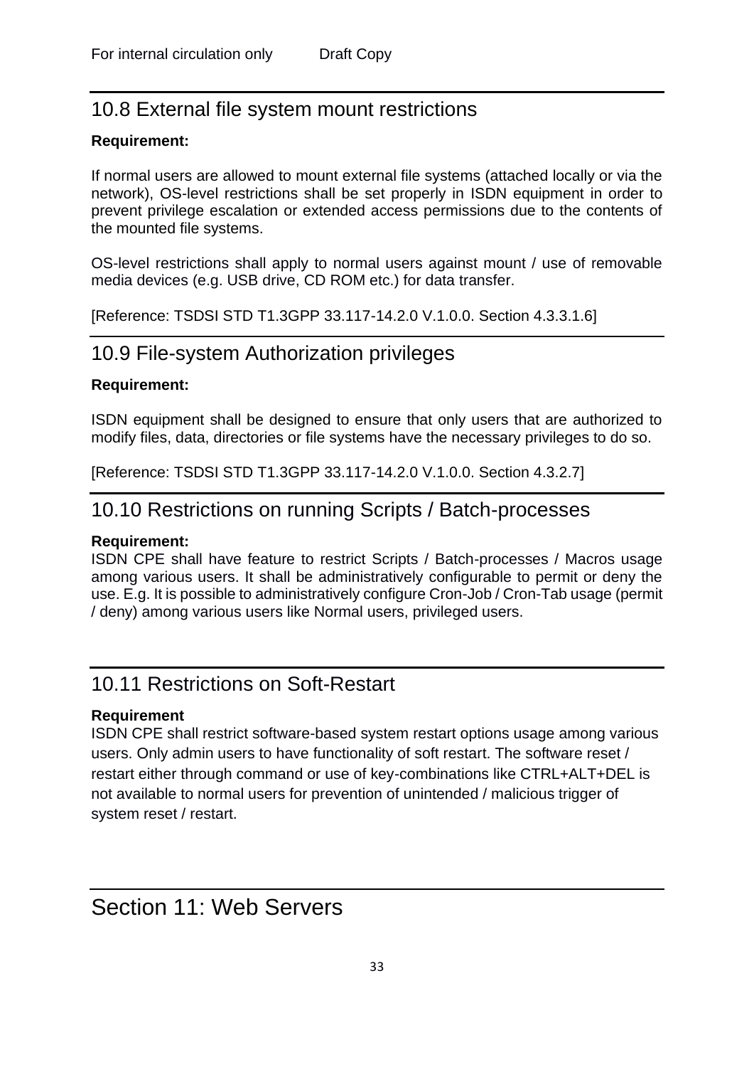## 10.8 External file system mount restrictions

**Requirement:**

If normal users are allowed to mount external file systems (attached locally or via the network), OS-level restrictions shall be set properly in ISDN equipment in order to prevent privilege escalation or extended access permissions due to the contents of the mounted file systems.

OS-level restrictions shall apply to normal users against mount / use of removable media devices (e.g. USB drive, CD ROM etc.) for data transfer.

[Reference: TSDSI STD T1.3GPP 33.117-14.2.0 V.1.0.0. Section 4.3.3.1.6]

## 10.9 File-system Authorization privileges

**Requirement:**

ISDN equipment shall be designed to ensure that only users that are authorized to modify files, data, directories or file systems have the necessary privileges to do so.

[Reference: TSDSI STD T1.3GPP 33.117-14.2.0 V.1.0.0. Section 4.3.2.7]

## 10.10 Restrictions on running Scripts / Batch-processes

**Requirement:**

ISDN CPE shall have feature to restrict Scripts / Batch-processes / Macros usage among various users. It shall be administratively configurable to permit or deny the use. E.g. It is possible to administratively configure Cron-Job / Cron-Tab usage (permit / deny) among various users like Normal users, privileged users.

## 10.11 Restrictions on Soft-Restart

**Requirement**

ISDN CPE shall restrict software-based system restart options usage among various users. Only admin users to have functionality of soft restart. The software reset / restart either through command or use of key-combinations like CTRL+ALT+DEL is not available to normal users for prevention of unintended / malicious trigger of system reset / restart.

# Section 11: Web Servers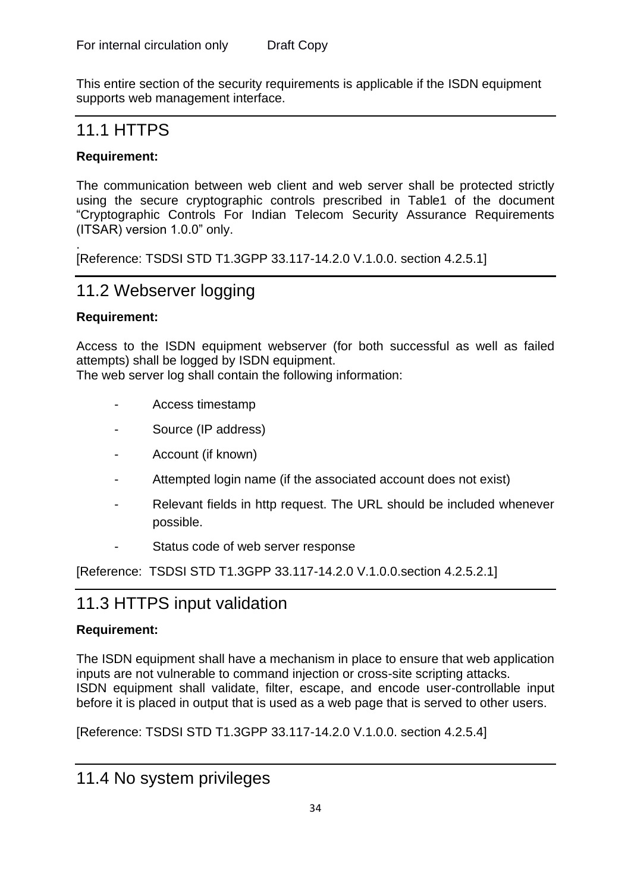This entire section of the security requirements is applicable if the ISDN equipment supports web management interface.

## 11.1 HTTPS

**Requirement:**

The communication between web client and web server shall be protected strictly using the secure cryptographic controls prescribed in Table1 of the document “Cryptographic Controls For Indian Telecom Security Assurance Requirements (ITSAR) version 1.0.0” only.

.

[Reference: TSDSI STD T1.3GPP 33.117-14.2.0 V.1.0.0. section 4.2.5.1]

## 11.2 Webserver logging

**Requirement:**

Access to the ISDN equipment webserver (for both successful as well as failed attempts) shall be logged by ISDN equipment.
The web server log shall contain the following information:

- Access timestamp
- Source (IP address)
- Account (if known)
- Attempted login name (if the associated account does not exist)
- Relevant fields in http request. The URL should be included whenever possible.
- Status code of web server response

[Reference: TSDSI STD T1.3GPP 33.117-14.2.0 V.1.0.0.section 4.2.5.2.1]

## 11.3 HTTPS input validation

**Requirement:**

The ISDN equipment shall have a mechanism in place to ensure that web application inputs are not vulnerable to command injection or cross-site scripting attacks.
ISDN equipment shall validate, filter, escape, and encode user-controllable input before it is placed in output that is used as a web page that is served to other users.

[Reference: TSDSI STD T1.3GPP 33.117-14.2.0 V.1.0.0. section 4.2.5.4]

## 11.4 No system privileges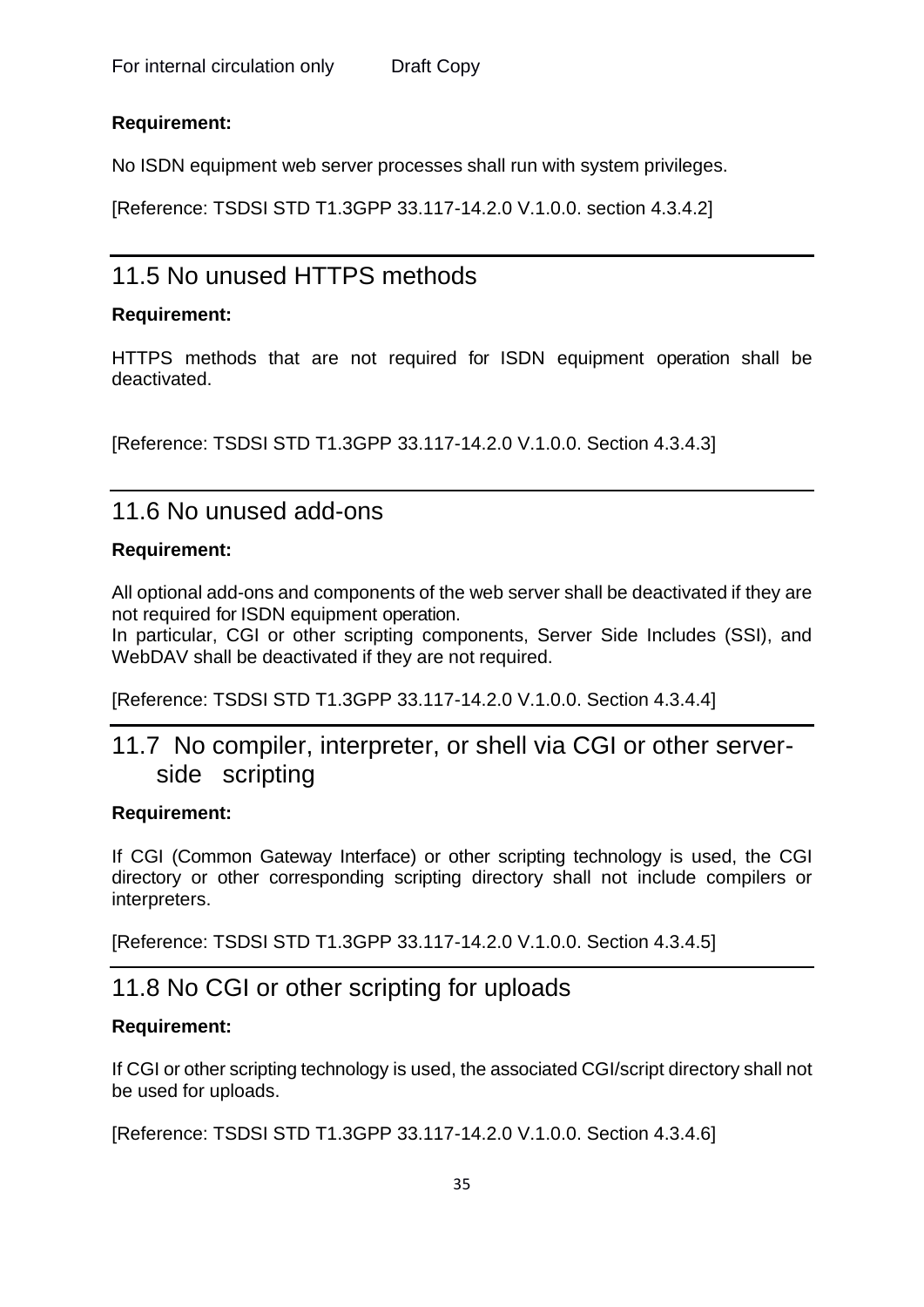**Requirement:**

No ISDN equipment web server processes shall run with system privileges.

[Reference: TSDSI STD T1.3GPP 33.117-14.2.0 V.1.0.0. section 4.3.4.2]

## 11.5 No unused HTTPS methods

**Requirement:**

HTTPS methods that are not required for ISDN equipment operation shall be deactivated.

[Reference: TSDSI STD T1.3GPP 33.117-14.2.0 V.1.0.0. Section 4.3.4.3]

## 11.6 No unused add-ons

**Requirement:**

All optional add-ons and components of the web server shall be deactivated if they are not required for ISDN equipment operation.
In particular, CGI or other scripting components, Server Side Includes (SSI), and WebDAV shall be deactivated if they are not required.

[Reference: TSDSI STD T1.3GPP 33.117-14.2.0 V.1.0.0. Section 4.3.4.4]

## 11.7 No compiler, interpreter, or shell via CGI or other server-side scripting

**Requirement:**

If CGI (Common Gateway Interface) or other scripting technology is used, the CGI directory or other corresponding scripting directory shall not include compilers or interpreters.

[Reference: TSDSI STD T1.3GPP 33.117-14.2.0 V.1.0.0. Section 4.3.4.5]

## 11.8 No CGI or other scripting for uploads

**Requirement:**

If CGI or other scripting technology is used, the associated CGI/script directory shall not be used for uploads.

[Reference: TSDSI STD T1.3GPP 33.117-14.2.0 V.1.0.0. Section 4.3.4.6]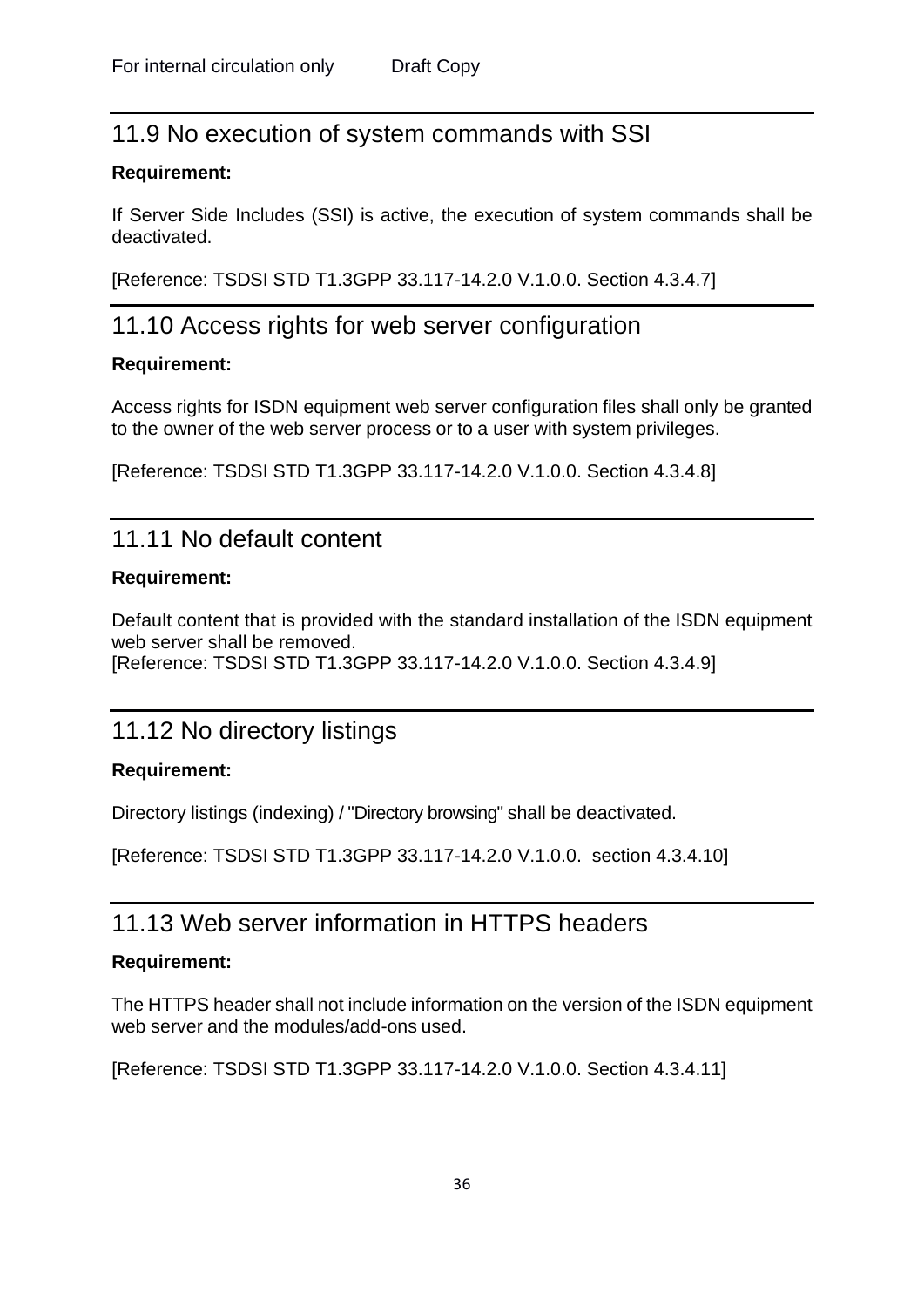## 11.9 No execution of system commands with SSI

**Requirement:**

If Server Side Includes (SSI) is active, the execution of system commands shall be deactivated.

[Reference: TSDSI STD T1.3GPP 33.117-14.2.0 V.1.0.0. Section 4.3.4.7]

## 11.10 Access rights for web server configuration

**Requirement:**

Access rights for ISDN equipment web server configuration files shall only be granted to the owner of the web server process or to a user with system privileges.

[Reference: TSDSI STD T1.3GPP 33.117-14.2.0 V.1.0.0. Section 4.3.4.8]

## 11.11 No default content

**Requirement:**

Default content that is provided with the standard installation of the ISDN equipment web server shall be removed.
[Reference: TSDSI STD T1.3GPP 33.117-14.2.0 V.1.0.0. Section 4.3.4.9]

## 11.12 No directory listings

**Requirement:**

Directory listings (indexing) / "Directory browsing" shall be deactivated.

[Reference: TSDSI STD T1.3GPP 33.117-14.2.0 V.1.0.0. section 4.3.4.10]

## 11.13 Web server information in HTTPS headers

**Requirement:**

The HTTPS header shall not include information on the version of the ISDN equipment web server and the modules/add-ons used.

[Reference: TSDSI STD T1.3GPP 33.117-14.2.0 V.1.0.0. Section 4.3.4.11]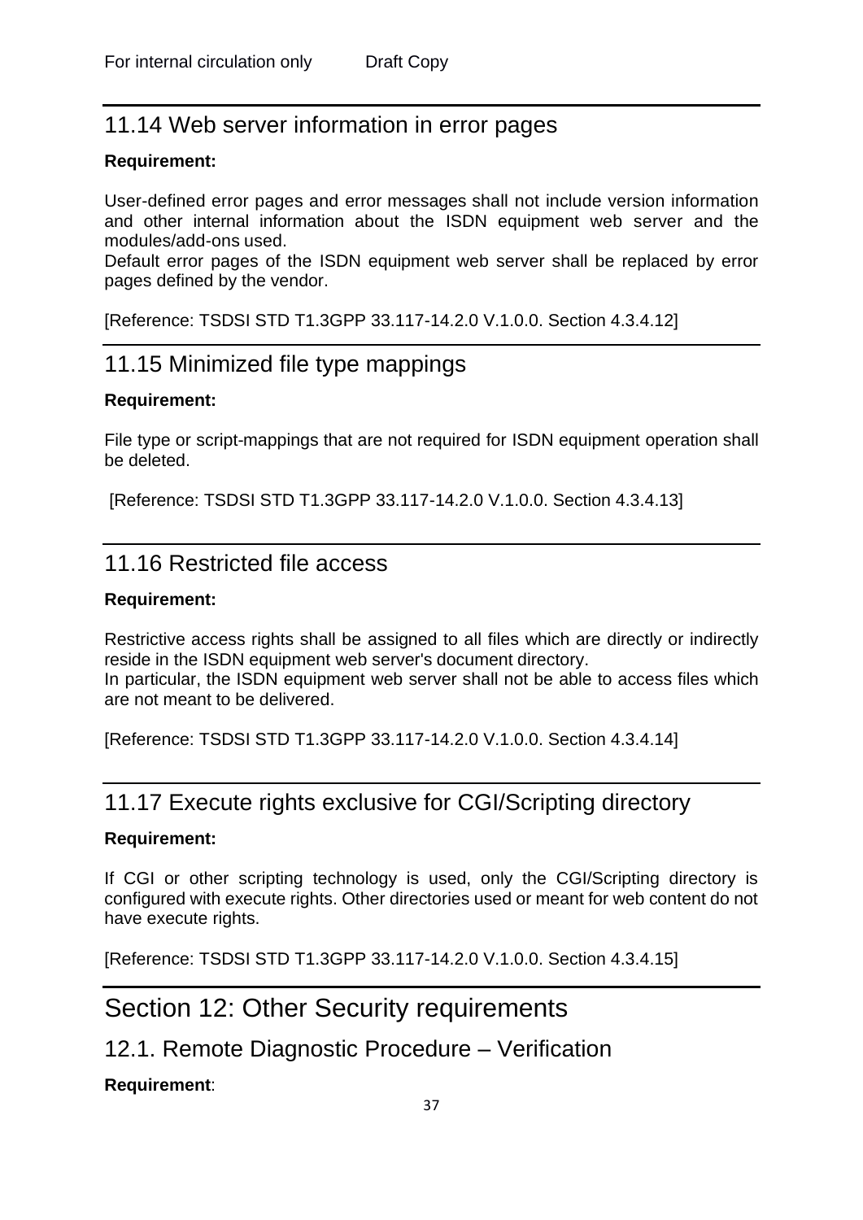## 11.14 Web server information in error pages

**Requirement:**

User-defined error pages and error messages shall not include version information and other internal information about the ISDN equipment web server and the modules/add-ons used.
Default error pages of the ISDN equipment web server shall be replaced by error pages defined by the vendor.

[Reference: TSDSI STD T1.3GPP 33.117-14.2.0 V.1.0.0. Section 4.3.4.12]

## 11.15 Minimized file type mappings

**Requirement:**

File type or script-mappings that are not required for ISDN equipment operation shall be deleted.

[Reference: TSDSI STD T1.3GPP 33.117-14.2.0 V.1.0.0. Section 4.3.4.13]

## 11.16 Restricted file access

**Requirement:**

Restrictive access rights shall be assigned to all files which are directly or indirectly reside in the ISDN equipment web server's document directory.
In particular, the ISDN equipment web server shall not be able to access files which are not meant to be delivered.

[Reference: TSDSI STD T1.3GPP 33.117-14.2.0 V.1.0.0. Section 4.3.4.14]

## 11.17 Execute rights exclusive for CGI/Scripting directory

**Requirement:**

If CGI or other scripting technology is used, only the CGI/Scripting directory is configured with execute rights. Other directories used or meant for web content do not have execute rights.

[Reference: TSDSI STD T1.3GPP 33.117-14.2.0 V.1.0.0. Section 4.3.4.15]

# Section 12: Other Security requirements

## 12.1. Remote Diagnostic Procedure – Verification

**Requirement**: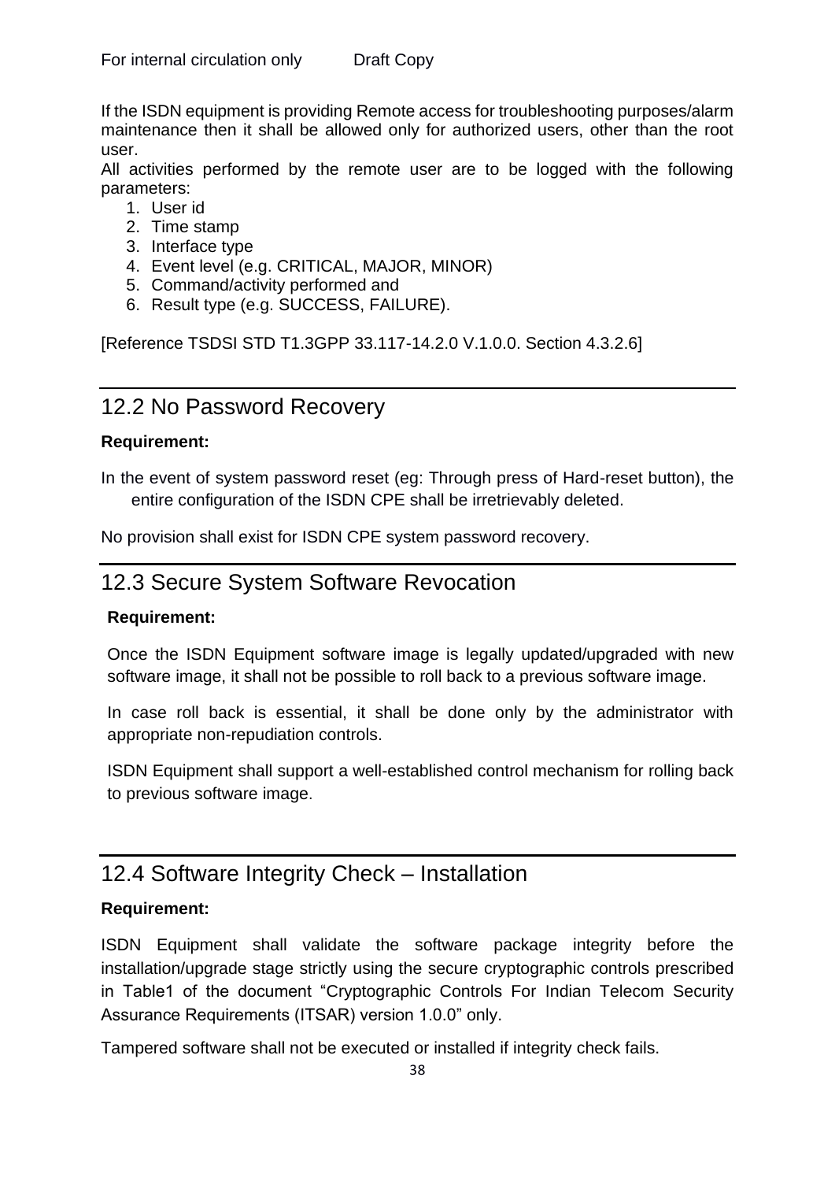If the ISDN equipment is providing Remote access for troubleshooting purposes/alarm maintenance then it shall be allowed only for authorized users, other than the root user.

All activities performed by the remote user are to be logged with the following parameters:

1. User id
2. Time stamp
3. Interface type
4. Event level (e.g. CRITICAL, MAJOR, MINOR)
5. Command/activity performed and
6. Result type (e.g. SUCCESS, FAILURE).

[Reference TSDSI STD T1.3GPP 33.117-14.2.0 V.1.0.0. Section 4.3.2.6]

## 12.2 No Password Recovery

**Requirement:**

In the event of system password reset (eg: Through press of Hard-reset button), the entire configuration of the ISDN CPE shall be irretrievably deleted.

No provision shall exist for ISDN CPE system password recovery.

## 12.3 Secure System Software Revocation

**Requirement:**

Once the ISDN Equipment software image is legally updated/upgraded with new software image, it shall not be possible to roll back to a previous software image.

In case roll back is essential, it shall be done only by the administrator with appropriate non-repudiation controls.

ISDN Equipment shall support a well-established control mechanism for rolling back to previous software image.

## 12.4 Software Integrity Check – Installation

**Requirement:**

ISDN Equipment shall validate the software package integrity before the installation/upgrade stage strictly using the secure cryptographic controls prescribed in Table1 of the document "Cryptographic Controls For Indian Telecom Security Assurance Requirements (ITSAR) version 1.0.0" only.

Tampered software shall not be executed or installed if integrity check fails.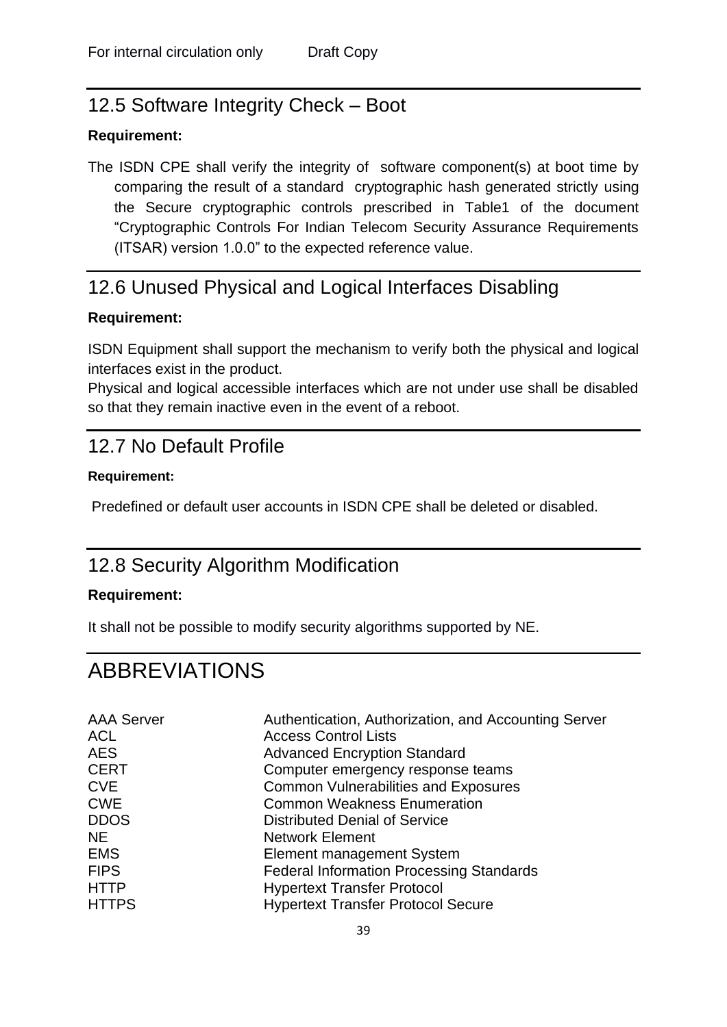## 12.5 Software Integrity Check – Boot

**Requirement:**

The ISDN CPE shall verify the integrity of software component(s) at boot time by comparing the result of a standard cryptographic hash generated strictly using the Secure cryptographic controls prescribed in Table1 of the document "Cryptographic Controls For Indian Telecom Security Assurance Requirements (ITSAR) version 1.0.0" to the expected reference value.

## 12.6 Unused Physical and Logical Interfaces Disabling

**Requirement:**

ISDN Equipment shall support the mechanism to verify both the physical and logical interfaces exist in the product.
Physical and logical accessible interfaces which are not under use shall be disabled so that they remain inactive even in the event of a reboot.

## 12.7 No Default Profile

**Requirement:**

Predefined or default user accounts in ISDN CPE shall be deleted or disabled.

## 12.8 Security Algorithm Modification

**Requirement:**

It shall not be possible to modify security algorithms supported by NE.

# ABBREVIATIONS

| | |
|---|---|
| AAA Server | Authentication, Authorization, and Accounting Server |
| ACL | Access Control Lists |
| AES | Advanced Encryption Standard |
| CERT | Computer emergency response teams |
| CVE | Common Vulnerabilities and Exposures |
| CWE | Common Weakness Enumeration |
| DDOS | Distributed Denial of Service |
| NE | Network Element |
| EMS | Element management System |
| FIPS | Federal Information Processing Standards |
| HTTP | Hypertext Transfer Protocol |
| HTTPS | Hypertext Transfer Protocol Secure |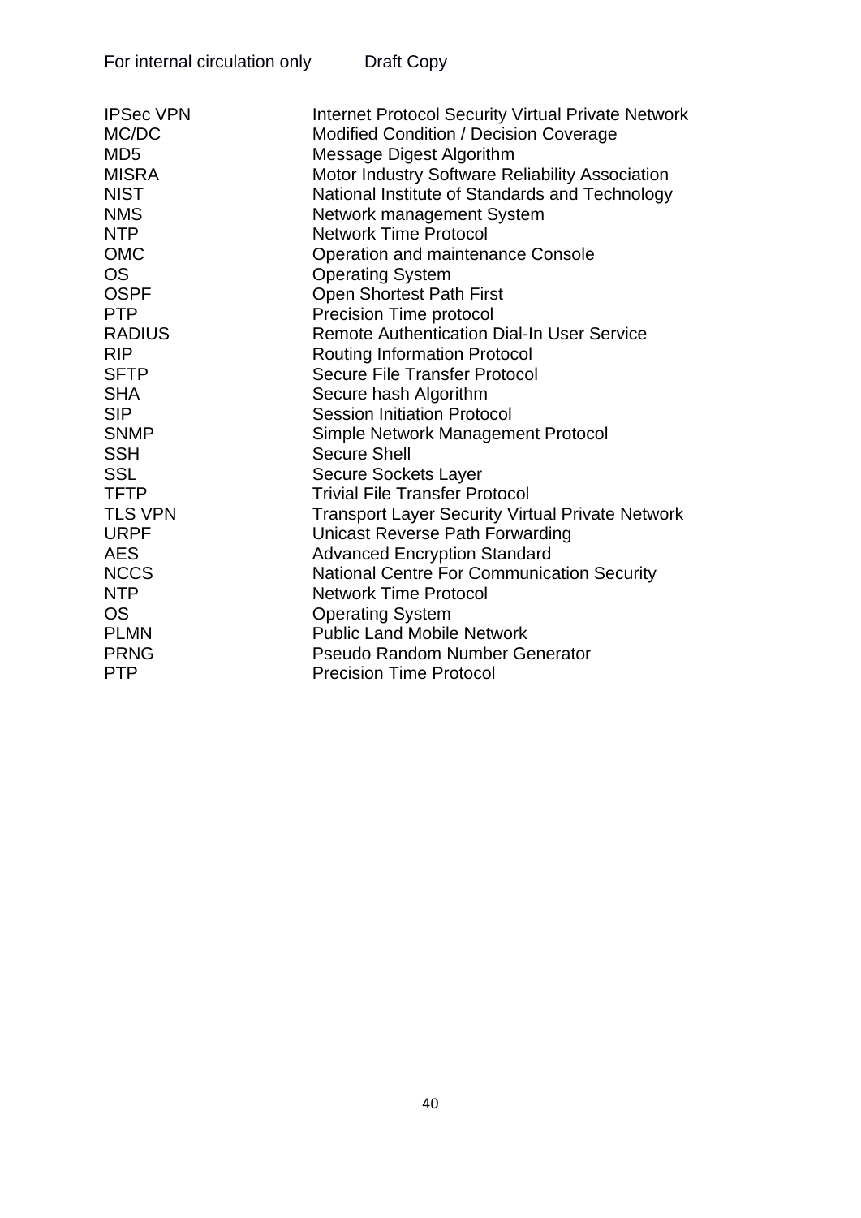For internal circulation only Draft Copy

| | |
|---|---|
| IPSec VPN | Internet Protocol Security Virtual Private Network |
| MC/DC | Modified Condition / Decision Coverage |
| MD5 | Message Digest Algorithm |
| MISRA | Motor Industry Software Reliability Association |
| NIST | National Institute of Standards and Technology |
| NMS | Network management System |
| NTP | Network Time Protocol |
| OMC | Operation and maintenance Console |
| OS | Operating System |
| OSPF | Open Shortest Path First |
| PTP | Precision Time protocol |
| RADIUS | Remote Authentication Dial-In User Service |
| RIP | Routing Information Protocol |
| SFTP | Secure File Transfer Protocol |
| SHA | Secure hash Algorithm |
| SIP | Session Initiation Protocol |
| SNMP | Simple Network Management Protocol |
| SSH | Secure Shell |
| SSL | Secure Sockets Layer |
| TFTP | Trivial File Transfer Protocol |
| TLS VPN | Transport Layer Security Virtual Private Network |
| URPF | Unicast Reverse Path Forwarding |
| AES | Advanced Encryption Standard |
| NCCS | National Centre For Communication Security |
| NTP | Network Time Protocol |
| OS | Operating System |
| PLMN | Public Land Mobile Network |
| PRNG | Pseudo Random Number Generator |
| PTP | Precision Time Protocol |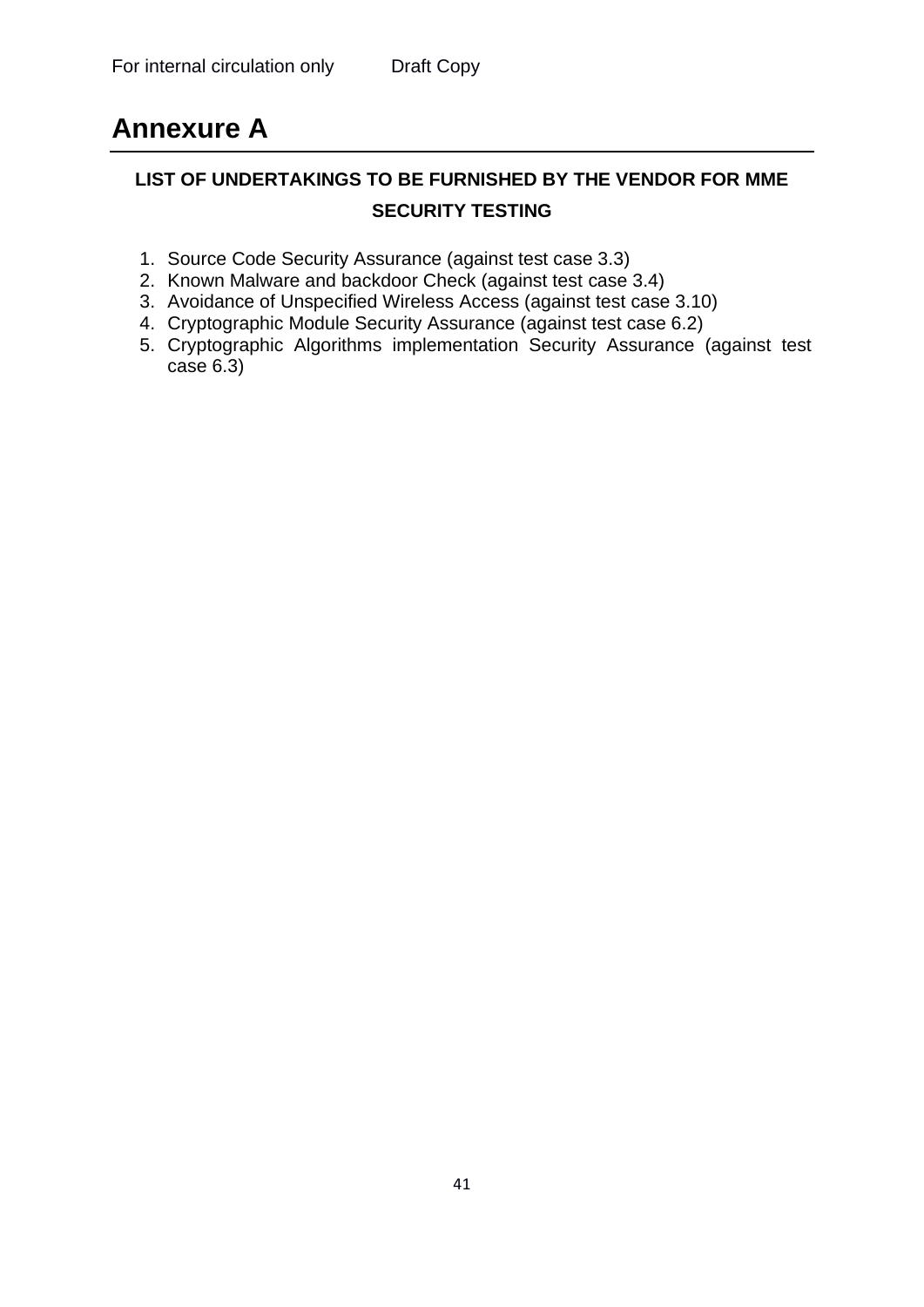# Annexure A

**LIST OF UNDERTAKINGS TO BE FURNISHED BY THE VENDOR FOR MME SECURITY TESTING**

1. Source Code Security Assurance (against test case 3.3)
2. Known Malware and backdoor Check (against test case 3.4)
3. Avoidance of Unspecified Wireless Access (against test case 3.10)
4. Cryptographic Module Security Assurance (against test case 6.2)
5. Cryptographic Algorithms implementation Security Assurance (against test case 6.3)